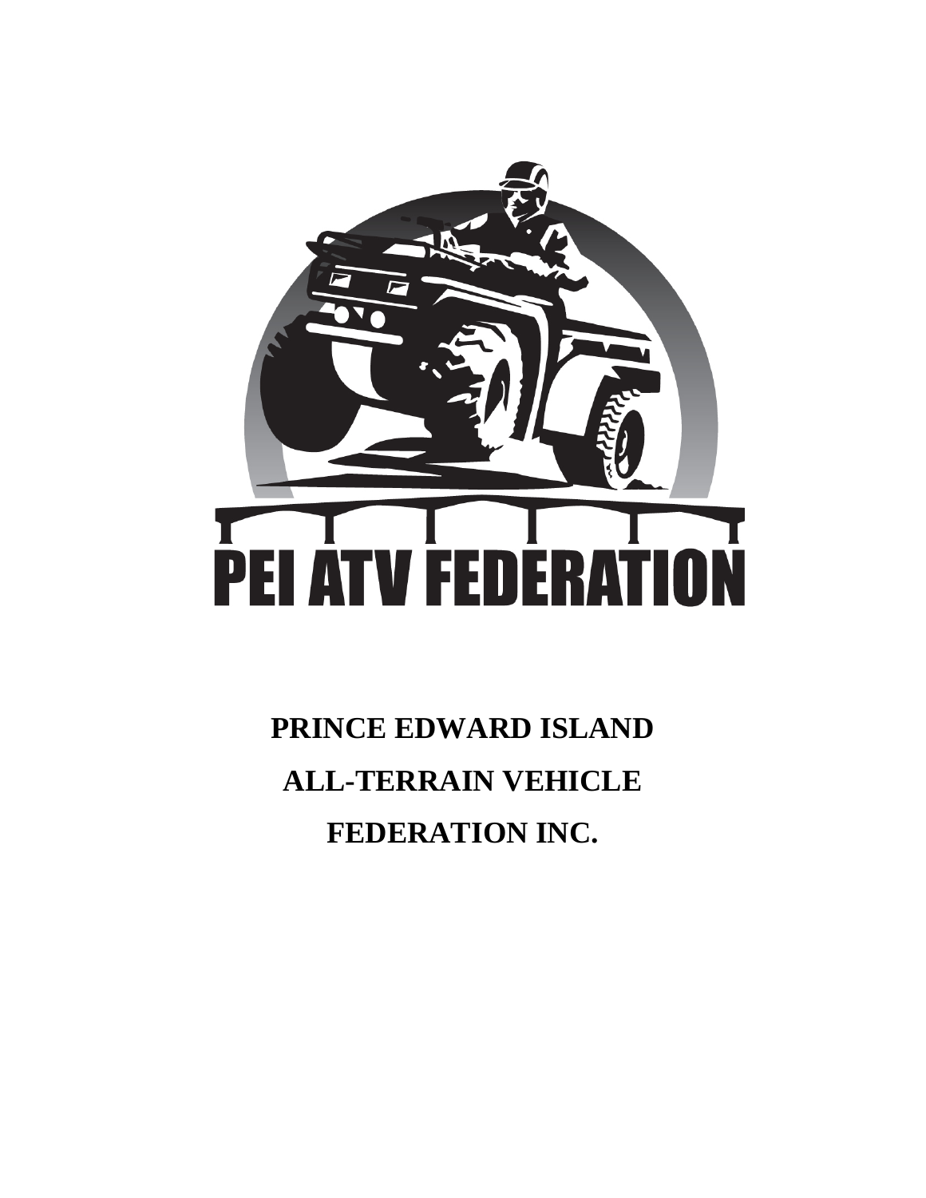PEI ATV FEDERATION

# PRINCE EDWARD ISLAND ALL-TERRAIN VEHICLE FEDERATION INC.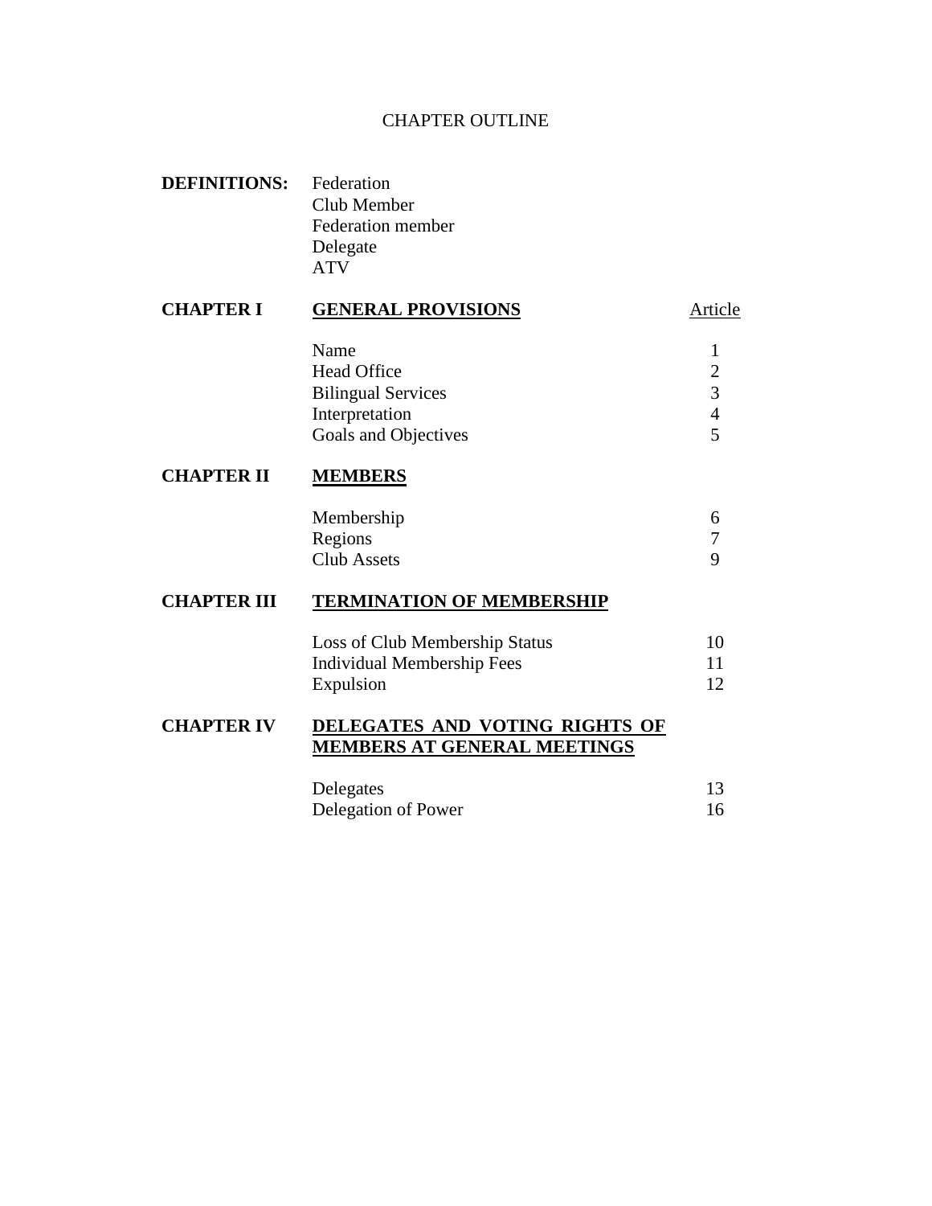# CHAPTER OUTLINE

**DEFINITIONS:**

- Federation
- Club Member
- Federation member
- Delegate
- ATV

| | | Article |
|---|---|---|
| **CHAPTER I** | **GENERAL PROVISIONS** | |
| | Name | 1 |
| | Head Office | 2 |
| | Bilingual Services | 3 |
| | Interpretation | 4 |
| | Goals and Objectives | 5 |
| **CHAPTER II** | **MEMBERS** | |
| | Membership | 6 |
| | Regions | 7 |
| | Club Assets | 9 |
| **CHAPTER III** | **TERMINATION OF MEMBERSHIP** | |
| | Loss of Club Membership Status | 10 |
| | Individual Membership Fees | 11 |
| | Expulsion | 12 |
| **CHAPTER IV** | **DELEGATES AND VOTING RIGHTS OF MEMBERS AT GENERAL MEETINGS** | |
| | Delegates | 13 |
| | Delegation of Power | 16 |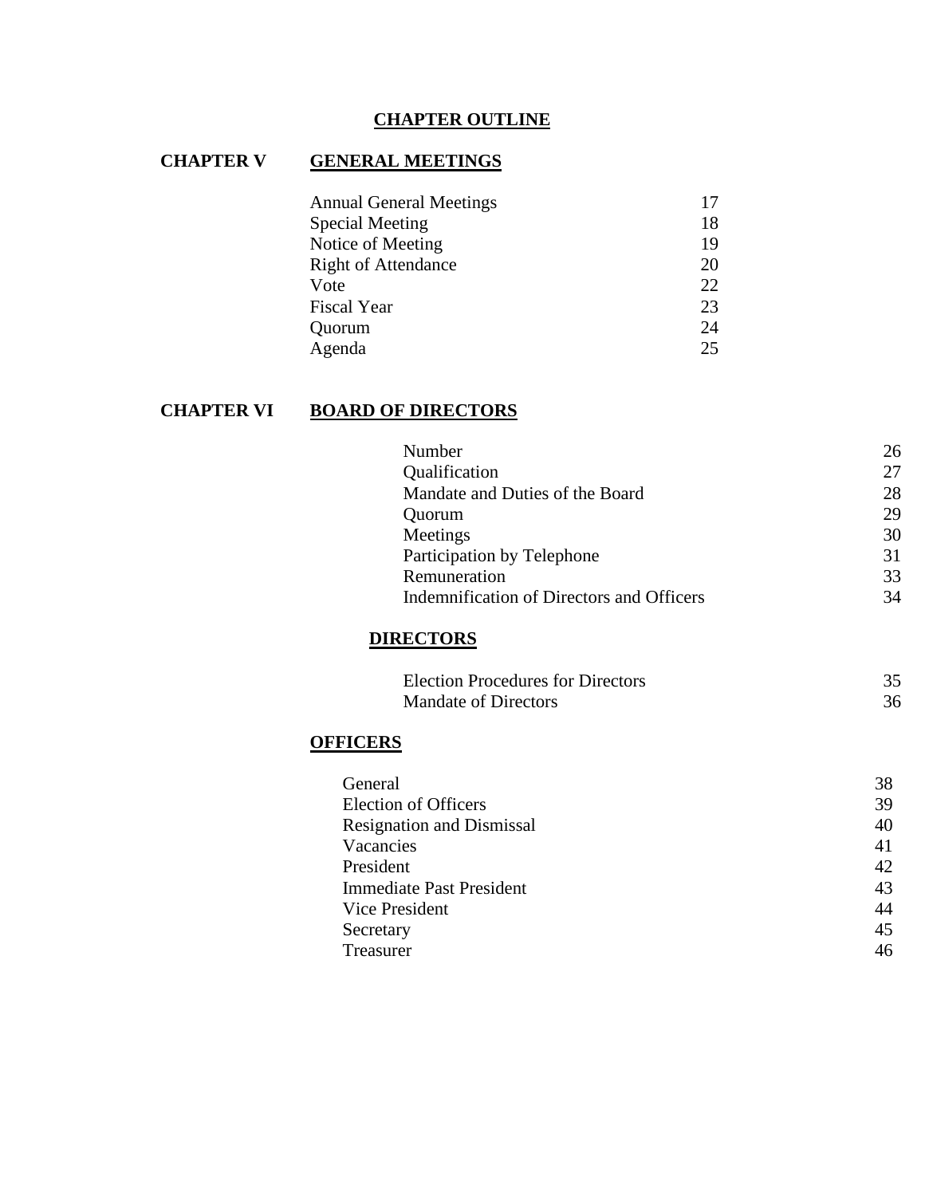# CHAPTER OUTLINE

## CHAPTER V GENERAL MEETINGS

| | |
|---|---|
| Annual General Meetings | 17 |
| Special Meeting | 18 |
| Notice of Meeting | 19 |
| Right of Attendance | 20 |
| Vote | 22 |
| Fiscal Year | 23 |
| Quorum | 24 |
| Agenda | 25 |

## CHAPTER VI BOARD OF DIRECTORS

| | |
|---|---|
| Number | 26 |
| Qualification | 27 |
| Mandate and Duties of the Board | 28 |
| Quorum | 29 |
| Meetings | 30 |
| Participation by Telephone | 31 |
| Remuneration | 33 |
| Indemnification of Directors and Officers | 34 |

### DIRECTORS

| | |
|---|---|
| Election Procedures for Directors | 35 |
| Mandate of Directors | 36 |

### OFFICERS

| | |
|---|---|
| General | 38 |
| Election of Officers | 39 |
| Resignation and Dismissal | 40 |
| Vacancies | 41 |
| President | 42 |
| Immediate Past President | 43 |
| Vice President | 44 |
| Secretary | 45 |
| Treasurer | 46 |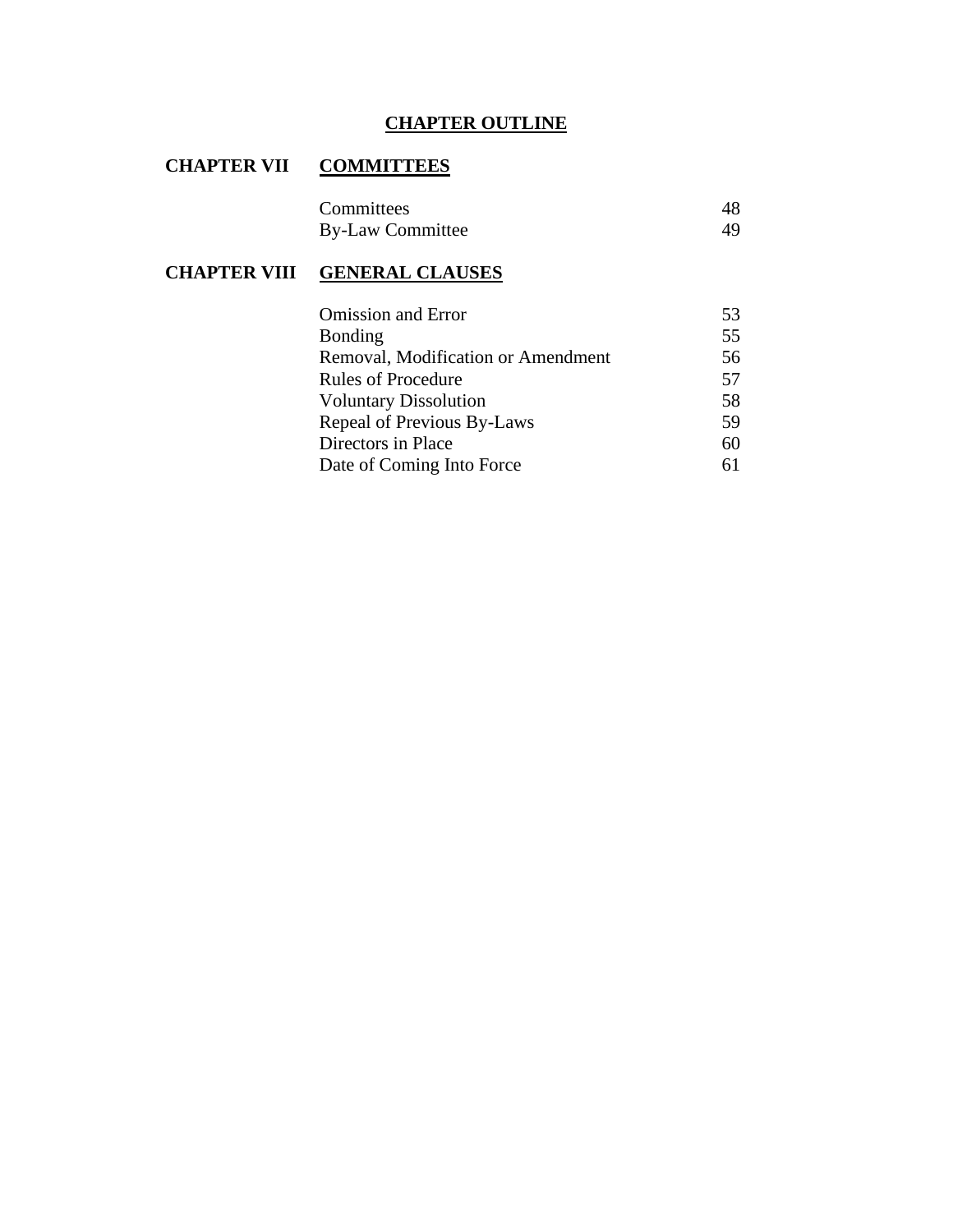# CHAPTER OUTLINE

## CHAPTER VII **COMMITTEES**

| | |
|---|---|
| Committees | 48 |
| By-Law Committee | 49 |

## CHAPTER VIII **GENERAL CLAUSES**

| | |
|---|---|
| Omission and Error | 53 |
| Bonding | 55 |
| Removal, Modification or Amendment | 56 |
| Rules of Procedure | 57 |
| Voluntary Dissolution | 58 |
| Repeal of Previous By-Laws | 59 |
| Directors in Place | 60 |
| Date of Coming Into Force | 61 |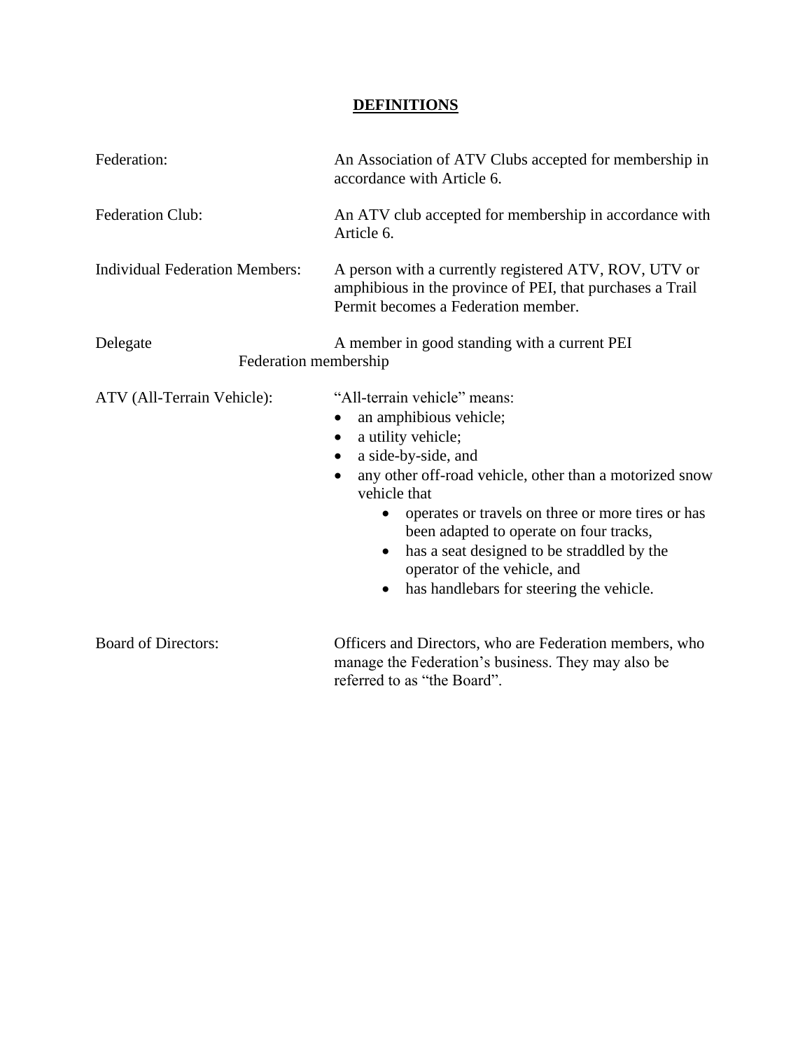# **DEFINITIONS**

| | |
|---|---|
| Federation: | An Association of ATV Clubs accepted for membership in accordance with Article 6. |
| Federation Club: | An ATV club accepted for membership in accordance with Article 6. |
| Individual Federation Members: | A person with a currently registered ATV, ROV, UTV or amphibious in the province of PEI, that purchases a Trail Permit becomes a Federation member. |
| Delegate | A member in good standing with a current PEI Federation membership |
| ATV (All-Terrain Vehicle): | "All-terrain vehicle" means:<br>• an amphibious vehicle;<br>• a utility vehicle;<br>• a side-by-side, and<br>• any other off-road vehicle, other than a motorized snow vehicle that<br>&nbsp;&nbsp;&nbsp;&nbsp;• operates or travels on three or more tires or has been adapted to operate on four tracks,<br>&nbsp;&nbsp;&nbsp;&nbsp;• has a seat designed to be straddled by the operator of the vehicle, and<br>&nbsp;&nbsp;&nbsp;&nbsp;• has handlebars for steering the vehicle. |
| Board of Directors: | Officers and Directors, who are Federation members, who manage the Federation's business. They may also be referred to as "the Board". |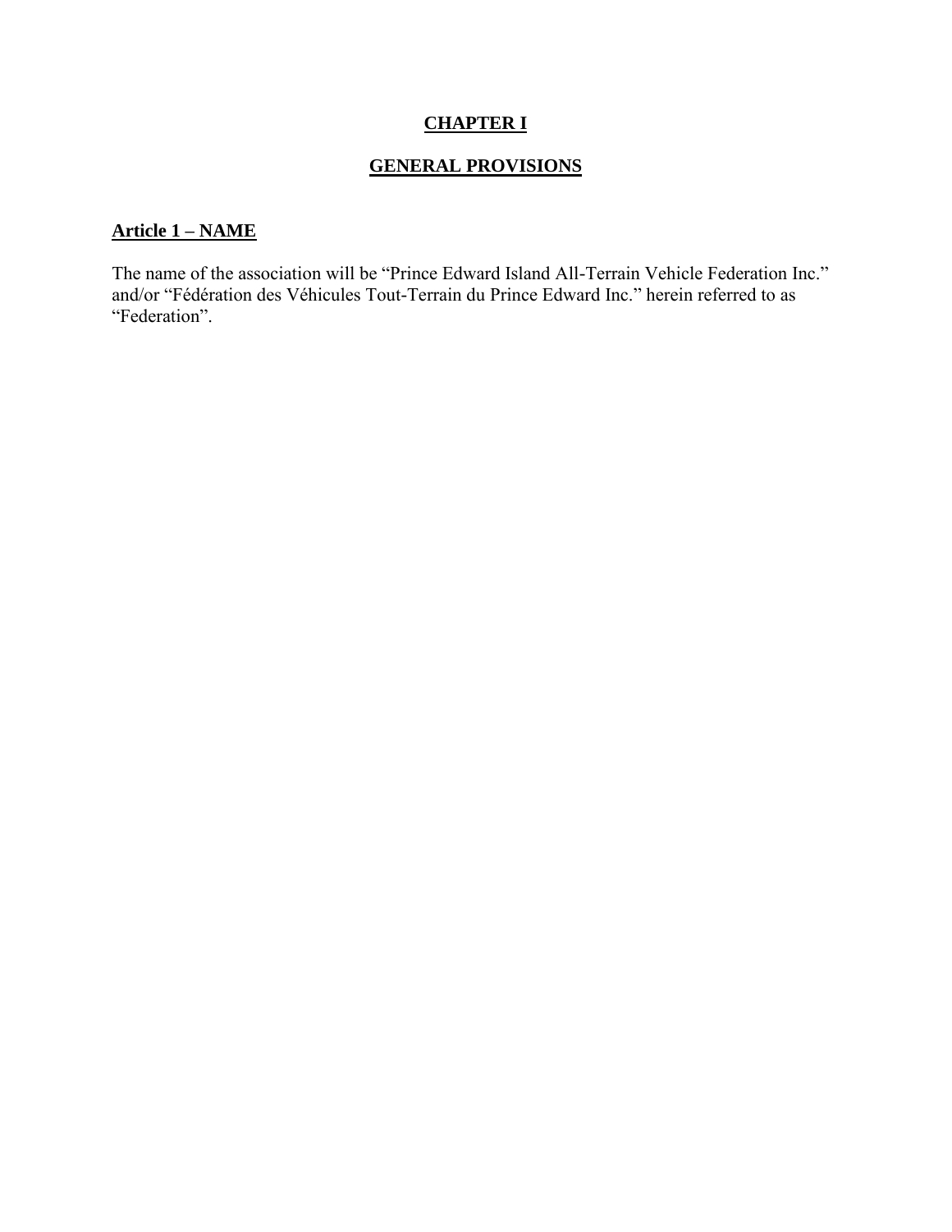# CHAPTER I

## GENERAL PROVISIONS

### Article 1 – NAME

The name of the association will be "Prince Edward Island All-Terrain Vehicle Federation Inc." and/or "Fédération des Véhicules Tout-Terrain du Prince Edward Inc." herein referred to as "Federation".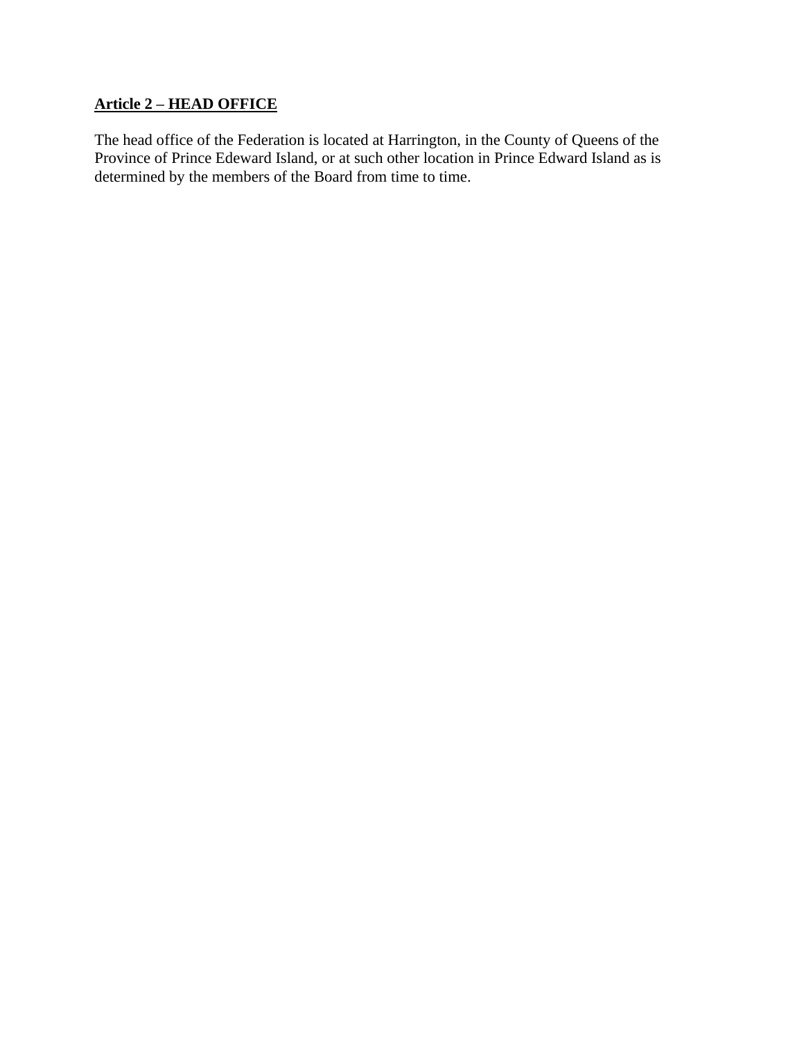**Article 2 – HEAD OFFICE**

The head office of the Federation is located at Harrington, in the County of Queens of the Province of Prince Edeward Island, or at such other location in Prince Edward Island as is determined by the members of the Board from time to time.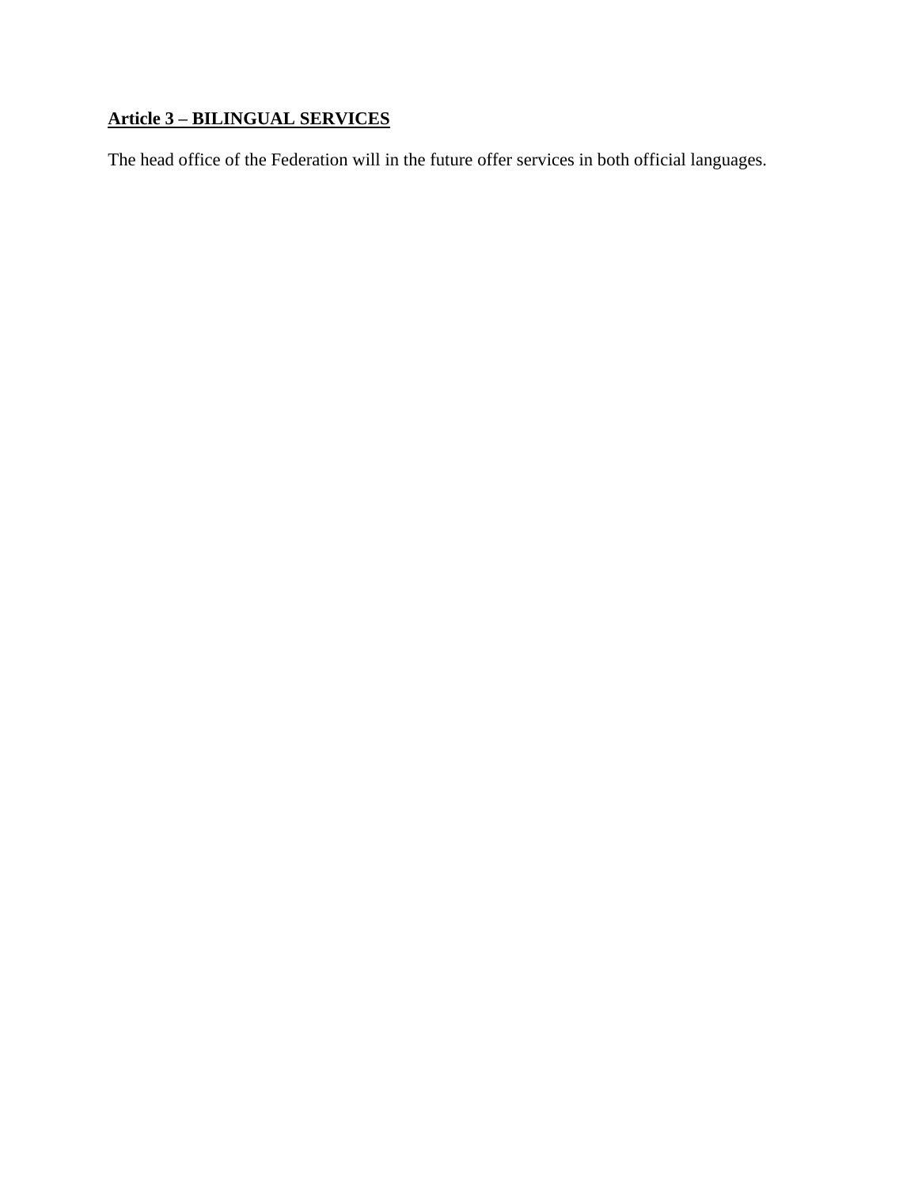**Article 3 – BILINGUAL SERVICES**

The head office of the Federation will in the future offer services in both official languages.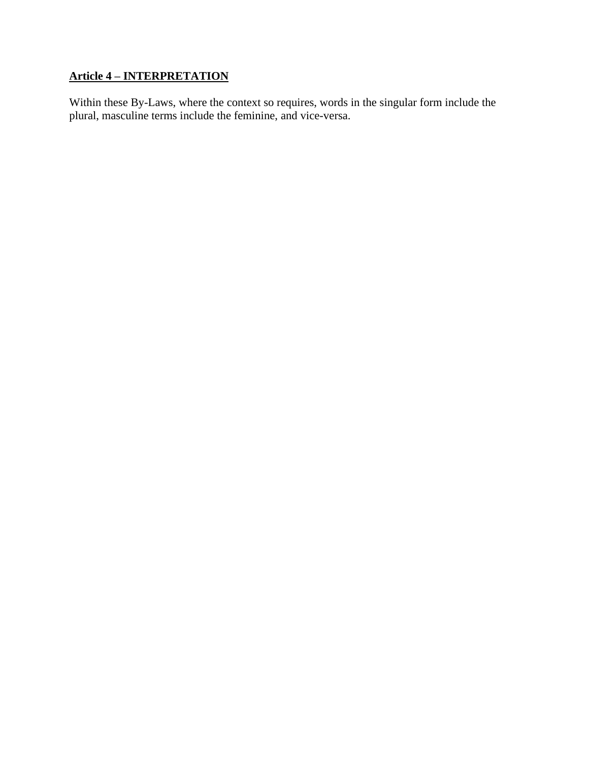## **Article 4 – INTERPRETATION**

Within these By-Laws, where the context so requires, words in the singular form include the plural, masculine terms include the feminine, and vice-versa.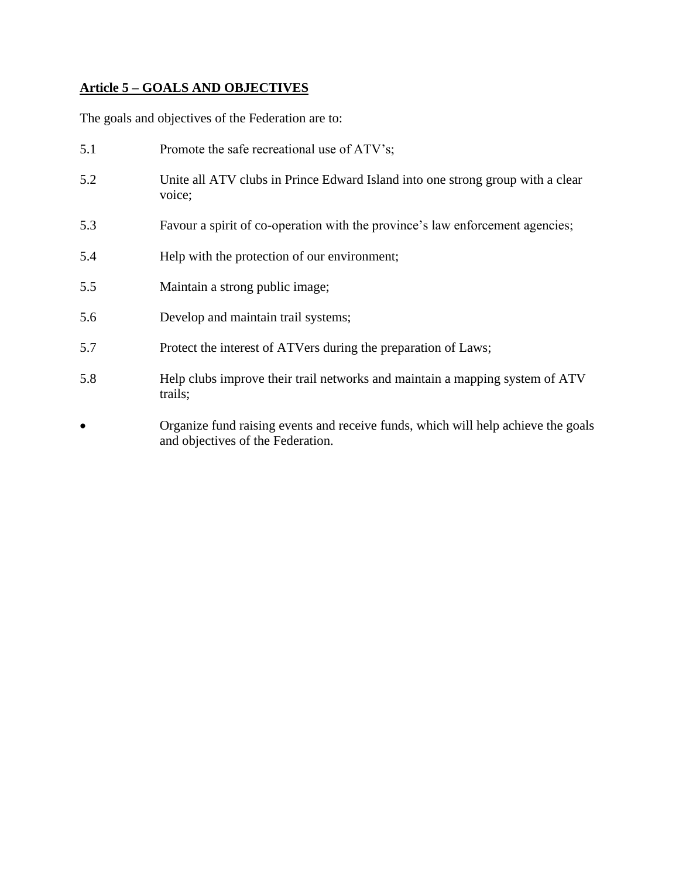**<u>Article 5 – GOALS AND OBJECTIVES</u>**

The goals and objectives of the Federation are to:

5.1 Promote the safe recreational use of ATV's;

5.2 Unite all ATV clubs in Prince Edward Island into one strong group with a clear voice;

5.3 Favour a spirit of co-operation with the province's law enforcement agencies;

5.4 Help with the protection of our environment;

5.5 Maintain a strong public image;

5.6 Develop and maintain trail systems;

5.7 Protect the interest of ATVers during the preparation of Laws;

5.8 Help clubs improve their trail networks and maintain a mapping system of ATV trails;

- Organize fund raising events and receive funds, which will help achieve the goals and objectives of the Federation.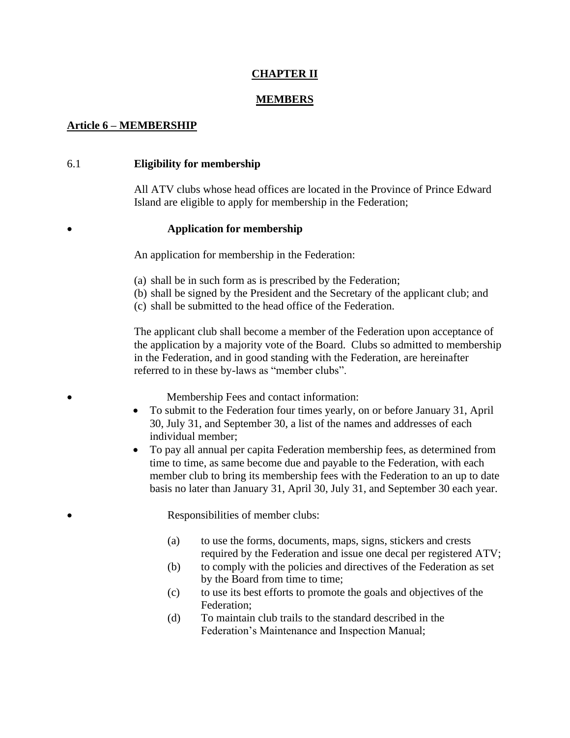# CHAPTER II

## MEMBERS

### Article 6 – MEMBERSHIP

6.1 **Eligibility for membership**

All ATV clubs whose head offices are located in the Province of Prince Edward Island are eligible to apply for membership in the Federation;

- **Application for membership**

An application for membership in the Federation:

(a) shall be in such form as is prescribed by the Federation;
(b) shall be signed by the President and the Secretary of the applicant club; and
(c) shall be submitted to the head office of the Federation.

The applicant club shall become a member of the Federation upon acceptance of the application by a majority vote of the Board. Clubs so admitted to membership in the Federation, and in good standing with the Federation, are hereinafter referred to in these by-laws as "member clubs".

- Membership Fees and contact information:
  - To submit to the Federation four times yearly, on or before January 31, April 30, July 31, and September 30, a list of the names and addresses of each individual member;
  - To pay all annual per capita Federation membership fees, as determined from time to time, as same become due and payable to the Federation, with each member club to bring its membership fees with the Federation to an up to date basis no later than January 31, April 30, July 31, and September 30 each year.

- Responsibilities of member clubs:

(a) to use the forms, documents, maps, signs, stickers and crests required by the Federation and issue one decal per registered ATV;
(b) to comply with the policies and directives of the Federation as set by the Board from time to time;
(c) to use its best efforts to promote the goals and objectives of the Federation;
(d) To maintain club trails to the standard described in the Federation's Maintenance and Inspection Manual;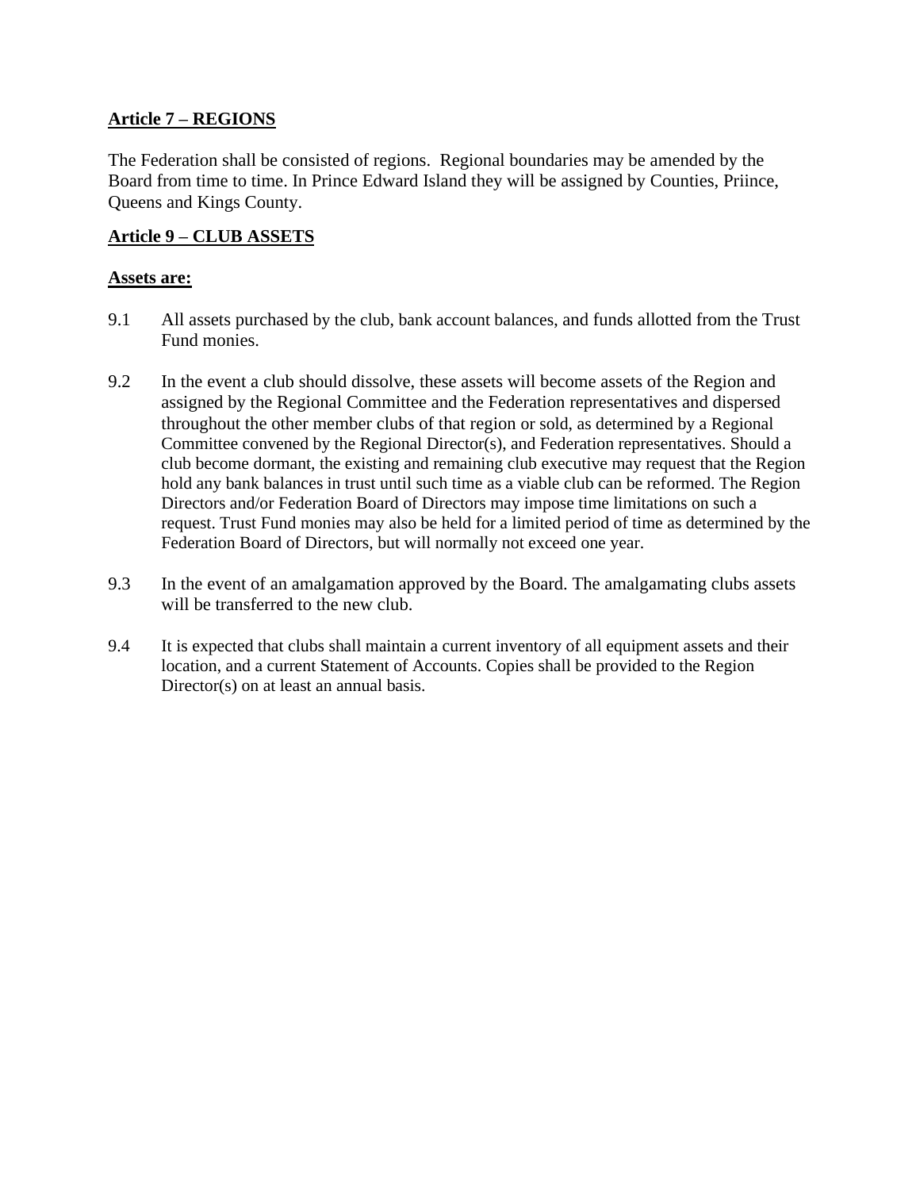**Article 7 – REGIONS**

The Federation shall be consisted of regions. Regional boundaries may be amended by the Board from time to time. In Prince Edward Island they will be assigned by Counties, Priince, Queens and Kings County.

**Article 9 – CLUB ASSETS**

**Assets are:**

9.1 All assets purchased by the club, bank account balances, and funds allotted from the Trust Fund monies.

9.2 In the event a club should dissolve, these assets will become assets of the Region and assigned by the Regional Committee and the Federation representatives and dispersed throughout the other member clubs of that region or sold, as determined by a Regional Committee convened by the Regional Director(s), and Federation representatives. Should a club become dormant, the existing and remaining club executive may request that the Region hold any bank balances in trust until such time as a viable club can be reformed. The Region Directors and/or Federation Board of Directors may impose time limitations on such a request. Trust Fund monies may also be held for a limited period of time as determined by the Federation Board of Directors, but will normally not exceed one year.

9.3 In the event of an amalgamation approved by the Board. The amalgamating clubs assets will be transferred to the new club.

9.4 It is expected that clubs shall maintain a current inventory of all equipment assets and their location, and a current Statement of Accounts. Copies shall be provided to the Region Director(s) on at least an annual basis.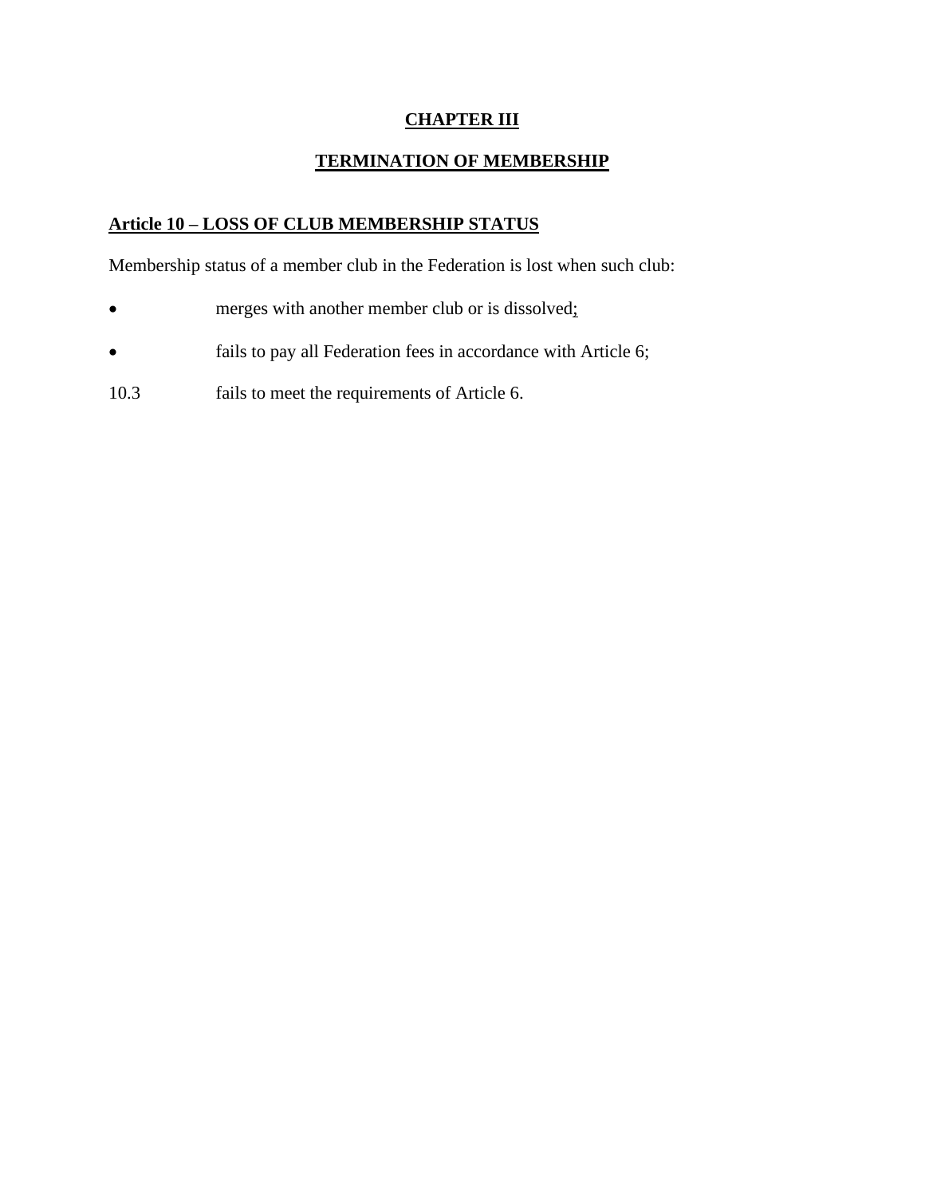**CHAPTER III**

**TERMINATION OF MEMBERSHIP**

**Article 10 – LOSS OF CLUB MEMBERSHIP STATUS**

Membership status of a member club in the Federation is lost when such club:

- merges with another member club or is dissolved;
- fails to pay all Federation fees in accordance with Article 6;

10.3 fails to meet the requirements of Article 6.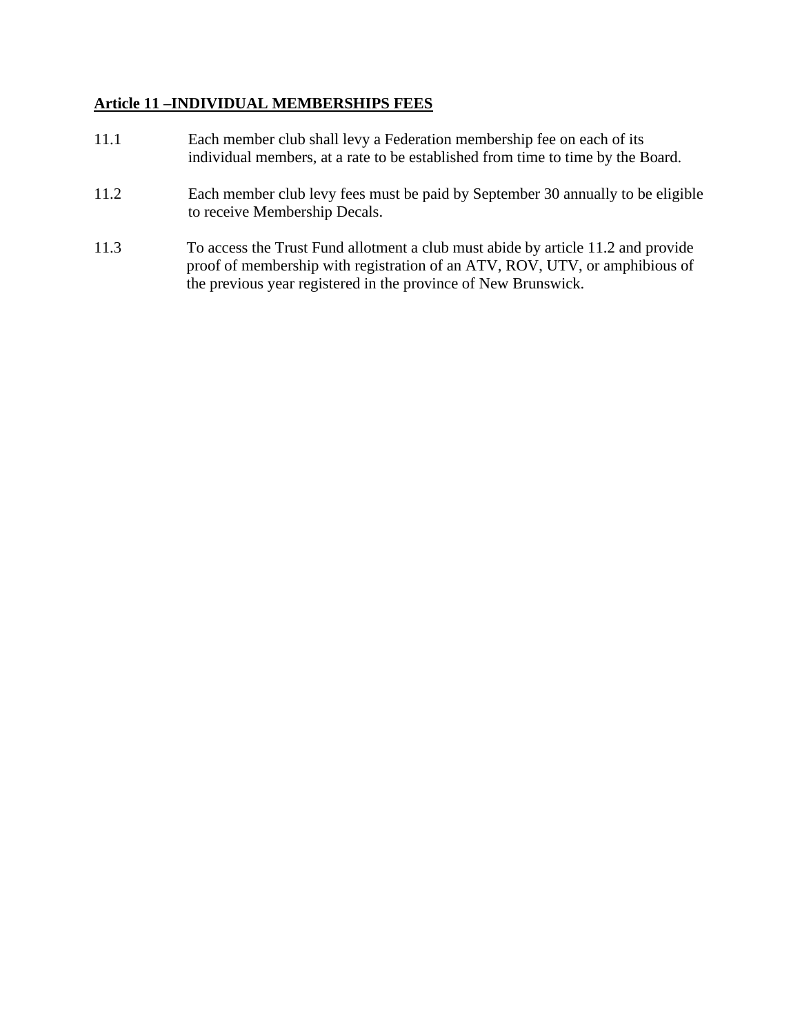## Article 11 –INDIVIDUAL MEMBERSHIPS FEES

11.1 Each member club shall levy a Federation membership fee on each of its individual members, at a rate to be established from time to time by the Board.

11.2 Each member club levy fees must be paid by September 30 annually to be eligible to receive Membership Decals.

11.3 To access the Trust Fund allotment a club must abide by article 11.2 and provide proof of membership with registration of an ATV, ROV, UTV, or amphibious of the previous year registered in the province of New Brunswick.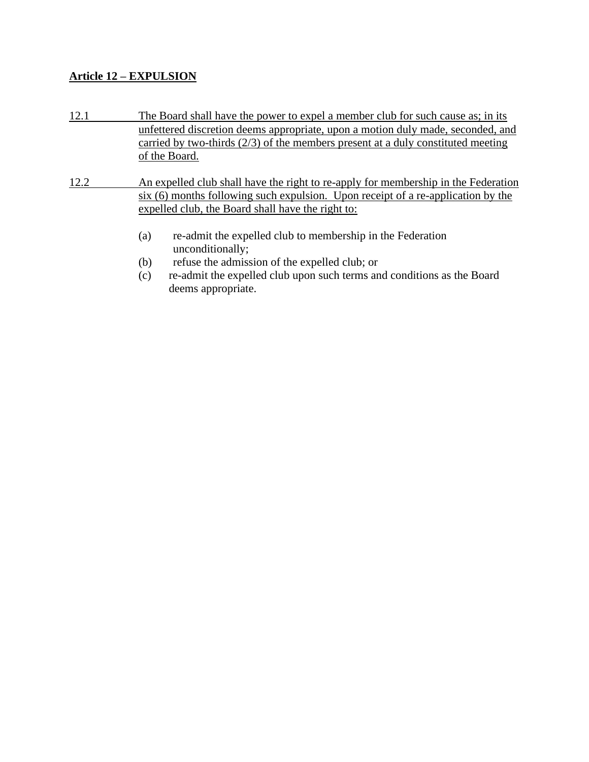**Article 12 – EXPULSION**

12.1 The Board shall have the power to expel a member club for such cause as; in its unfettered discretion deems appropriate, upon a motion duly made, seconded, and carried by two-thirds (2/3) of the members present at a duly constituted meeting of the Board.

12.2 An expelled club shall have the right to re-apply for membership in the Federation six (6) months following such expulsion. Upon receipt of a re-application by the expelled club, the Board shall have the right to:

(a) re-admit the expelled club to membership in the Federation unconditionally;
(b) refuse the admission of the expelled club; or
(c) re-admit the expelled club upon such terms and conditions as the Board deems appropriate.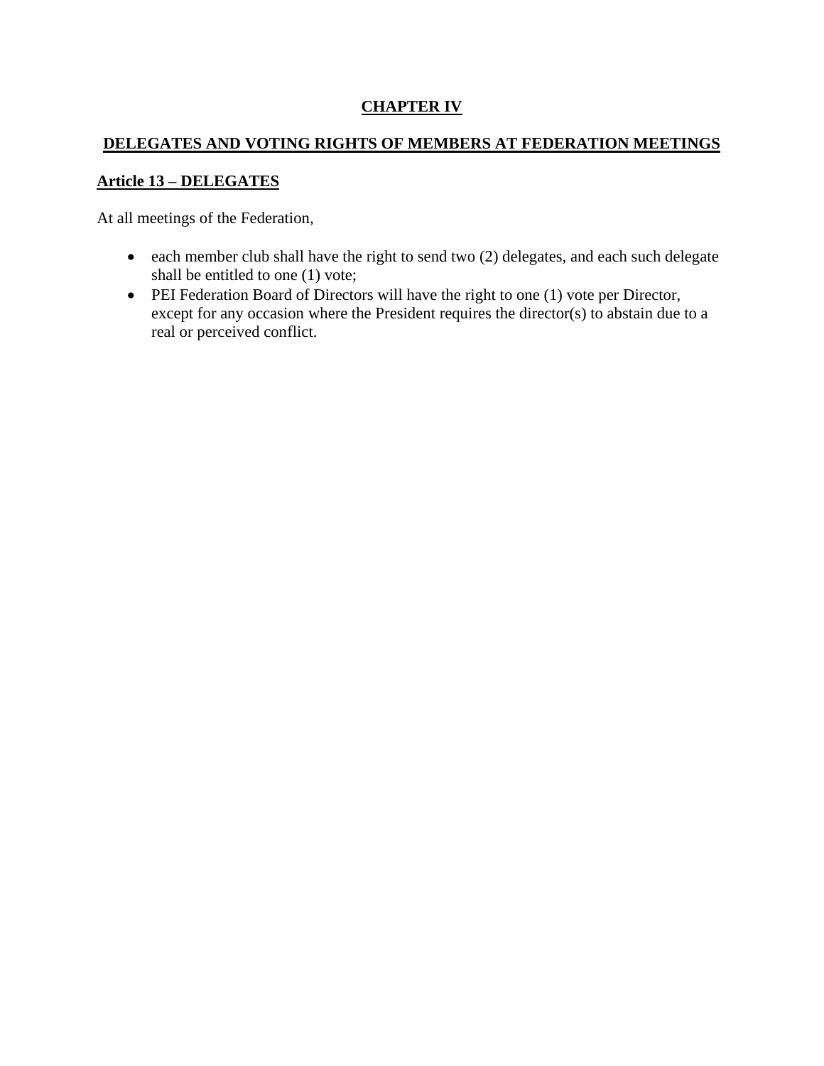# CHAPTER IV

## DELEGATES AND VOTING RIGHTS OF MEMBERS AT FEDERATION MEETINGS

### Article 13 – DELEGATES

At all meetings of the Federation,

- each member club shall have the right to send two (2) delegates, and each such delegate shall be entitled to one (1) vote;
- PEI Federation Board of Directors will have the right to one (1) vote per Director, except for any occasion where the President requires the director(s) to abstain due to a real or perceived conflict.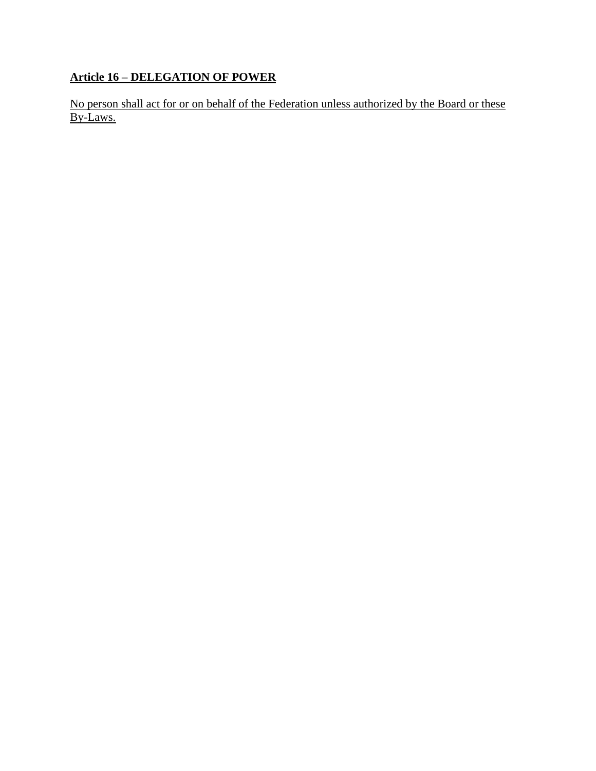## Article 16 – DELEGATION OF POWER

No person shall act for or on behalf of the Federation unless authorized by the Board or these By-Laws.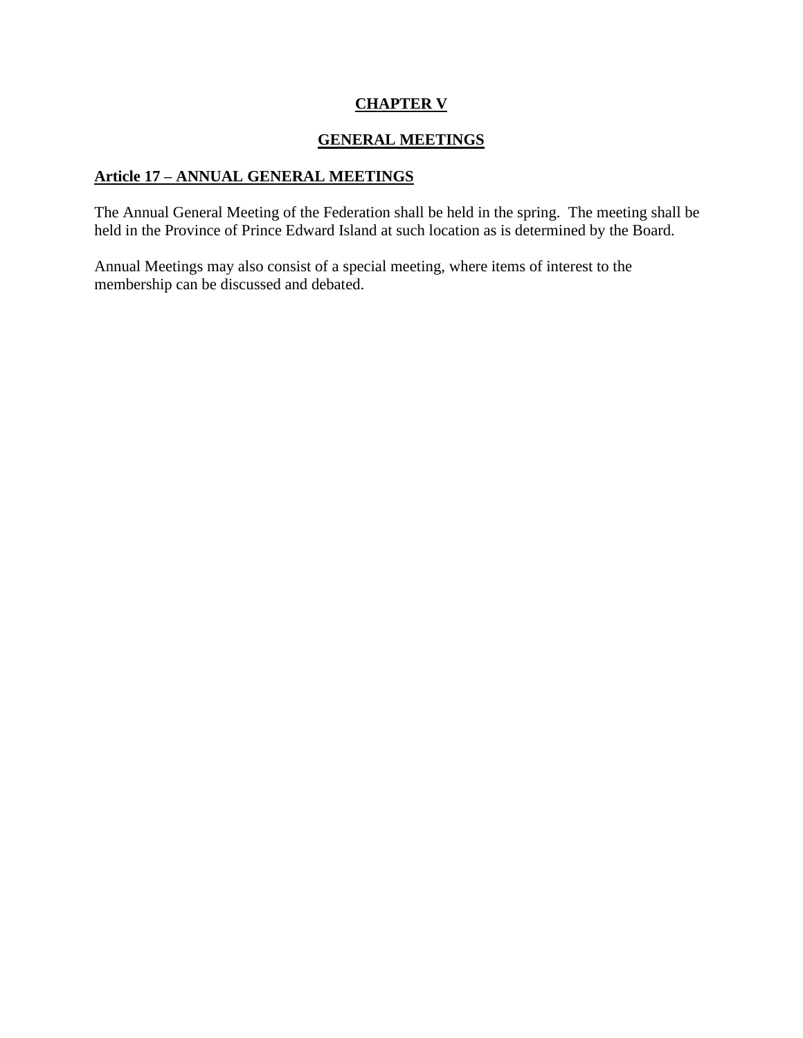# CHAPTER V

## GENERAL MEETINGS

### Article 17 – ANNUAL GENERAL MEETINGS

The Annual General Meeting of the Federation shall be held in the spring. The meeting shall be held in the Province of Prince Edward Island at such location as is determined by the Board.

Annual Meetings may also consist of a special meeting, where items of interest to the membership can be discussed and debated.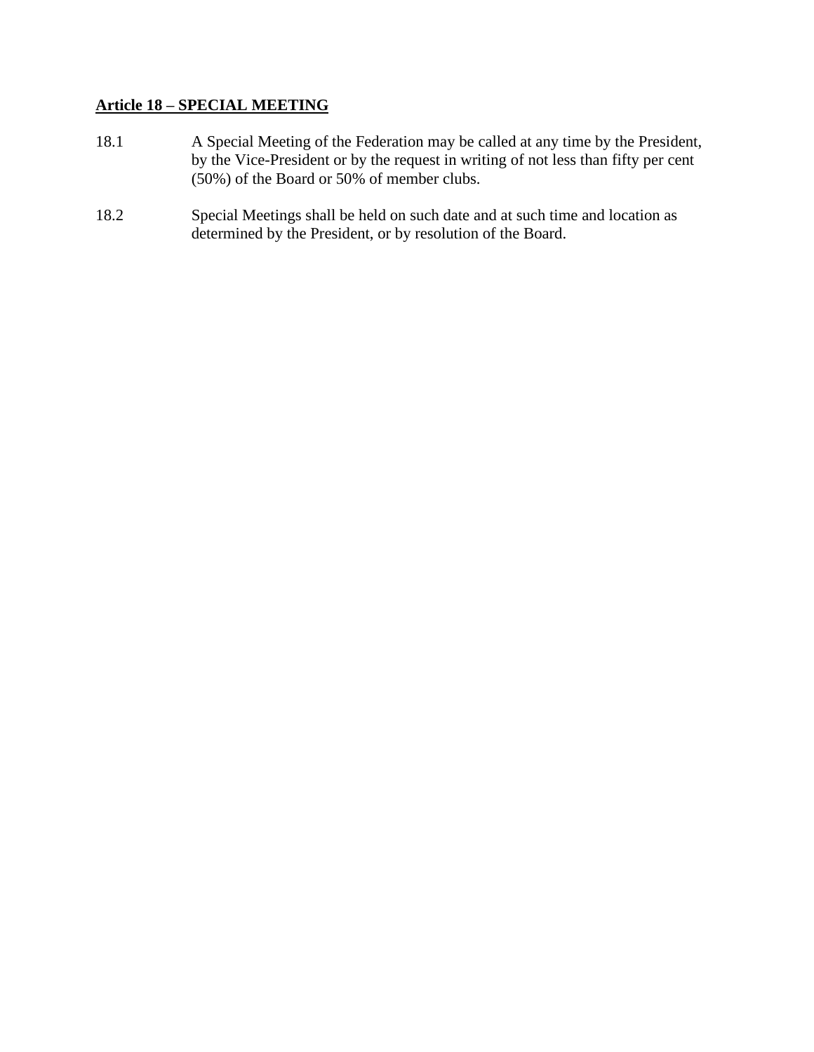## **Article 18 – SPECIAL MEETING**

18.1 A Special Meeting of the Federation may be called at any time by the President, by the Vice-President or by the request in writing of not less than fifty per cent (50%) of the Board or 50% of member clubs.

18.2 Special Meetings shall be held on such date and at such time and location as determined by the President, or by resolution of the Board.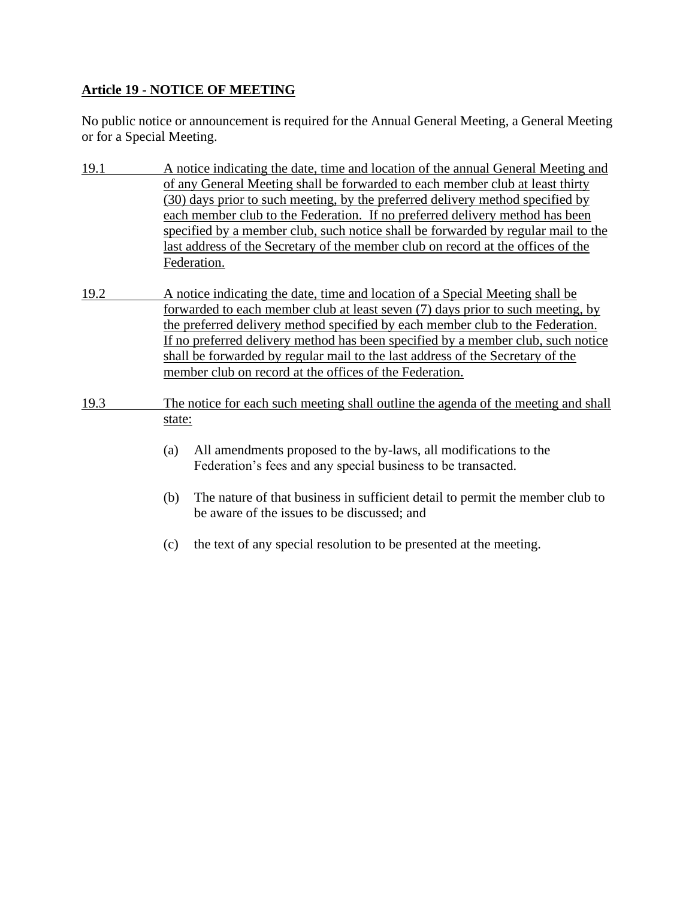## Article 19 - NOTICE OF MEETING

No public notice or announcement is required for the Annual General Meeting, a General Meeting or for a Special Meeting.

19.1 A notice indicating the date, time and location of the annual General Meeting and of any General Meeting shall be forwarded to each member club at least thirty (30) days prior to such meeting, by the preferred delivery method specified by each member club to the Federation. If no preferred delivery method has been specified by a member club, such notice shall be forwarded by regular mail to the last address of the Secretary of the member club on record at the offices of the Federation.

19.2 A notice indicating the date, time and location of a Special Meeting shall be forwarded to each member club at least seven (7) days prior to such meeting, by the preferred delivery method specified by each member club to the Federation. If no preferred delivery method has been specified by a member club, such notice shall be forwarded by regular mail to the last address of the Secretary of the member club on record at the offices of the Federation.

19.3 The notice for each such meeting shall outline the agenda of the meeting and shall state:

(a) All amendments proposed to the by-laws, all modifications to the Federation's fees and any special business to be transacted.

(b) The nature of that business in sufficient detail to permit the member club to be aware of the issues to be discussed; and

(c) the text of any special resolution to be presented at the meeting.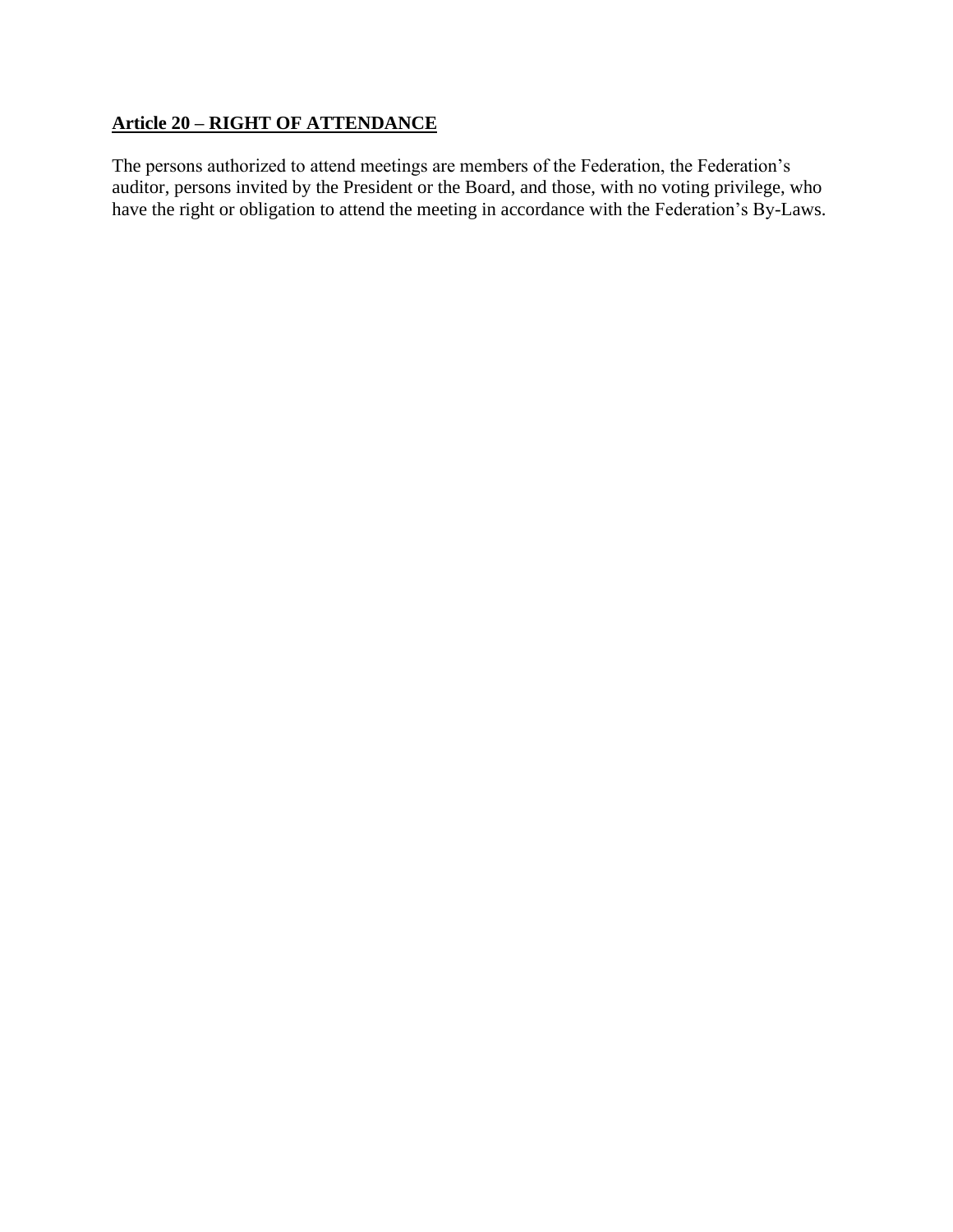## **Article 20 – RIGHT OF ATTENDANCE**

The persons authorized to attend meetings are members of the Federation, the Federation's auditor, persons invited by the President or the Board, and those, with no voting privilege, who have the right or obligation to attend the meeting in accordance with the Federation's By-Laws.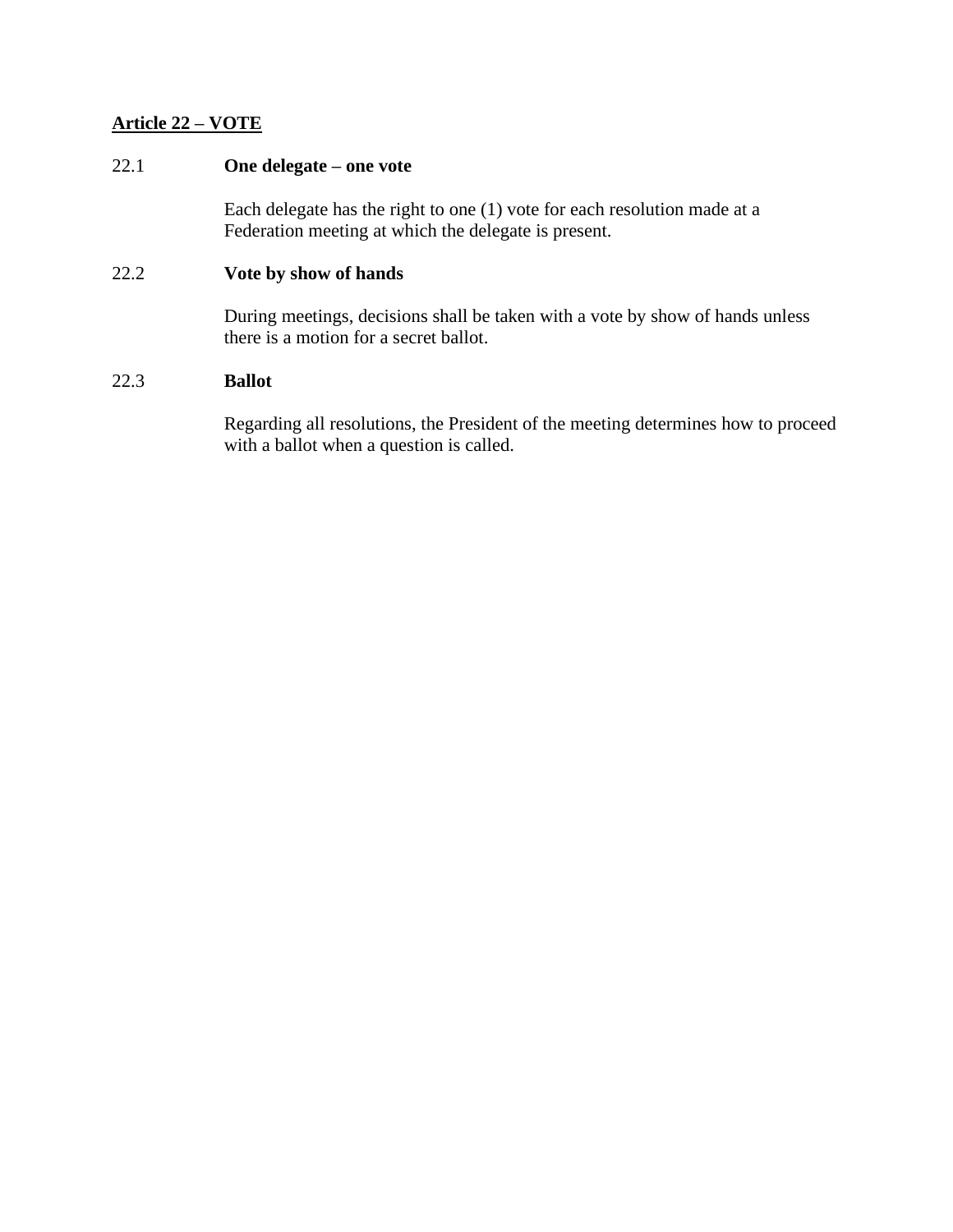## Article 22 – VOTE

### 22.1 **One delegate – one vote**

Each delegate has the right to one (1) vote for each resolution made at a Federation meeting at which the delegate is present.

### 22.2 **Vote by show of hands**

During meetings, decisions shall be taken with a vote by show of hands unless there is a motion for a secret ballot.

### 22.3 **Ballot**

Regarding all resolutions, the President of the meeting determines how to proceed with a ballot when a question is called.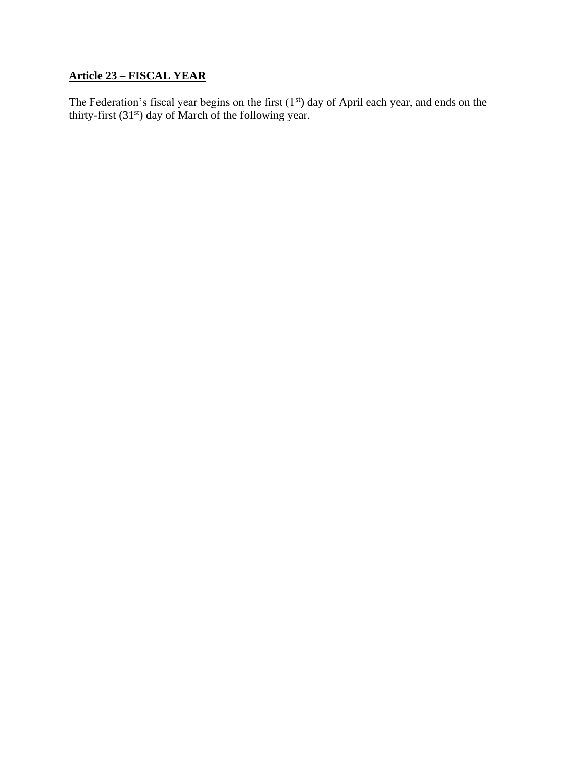**Article 23 – FISCAL YEAR**

The Federation's fiscal year begins on the first (1st) day of April each year, and ends on the thirty-first (31st) day of March of the following year.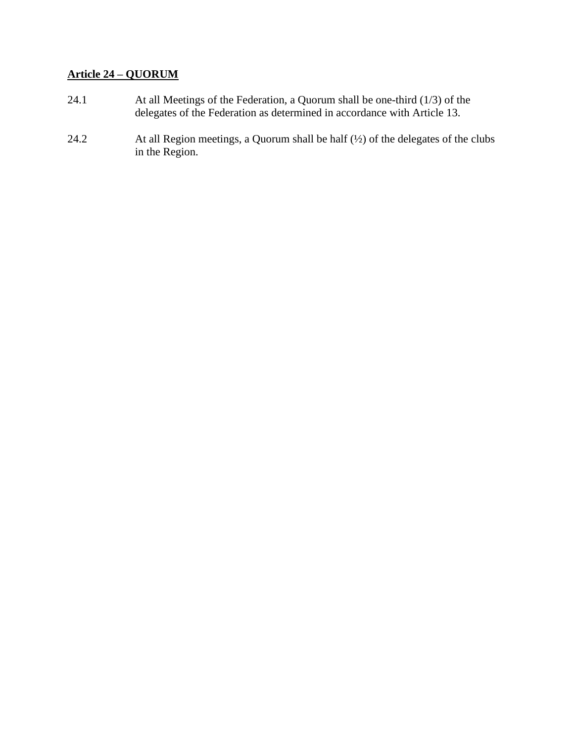**Article 24 – QUORUM**

24.1 At all Meetings of the Federation, a Quorum shall be one-third (1/3) of the delegates of the Federation as determined in accordance with Article 13.

24.2 At all Region meetings, a Quorum shall be half (½) of the delegates of the clubs in the Region.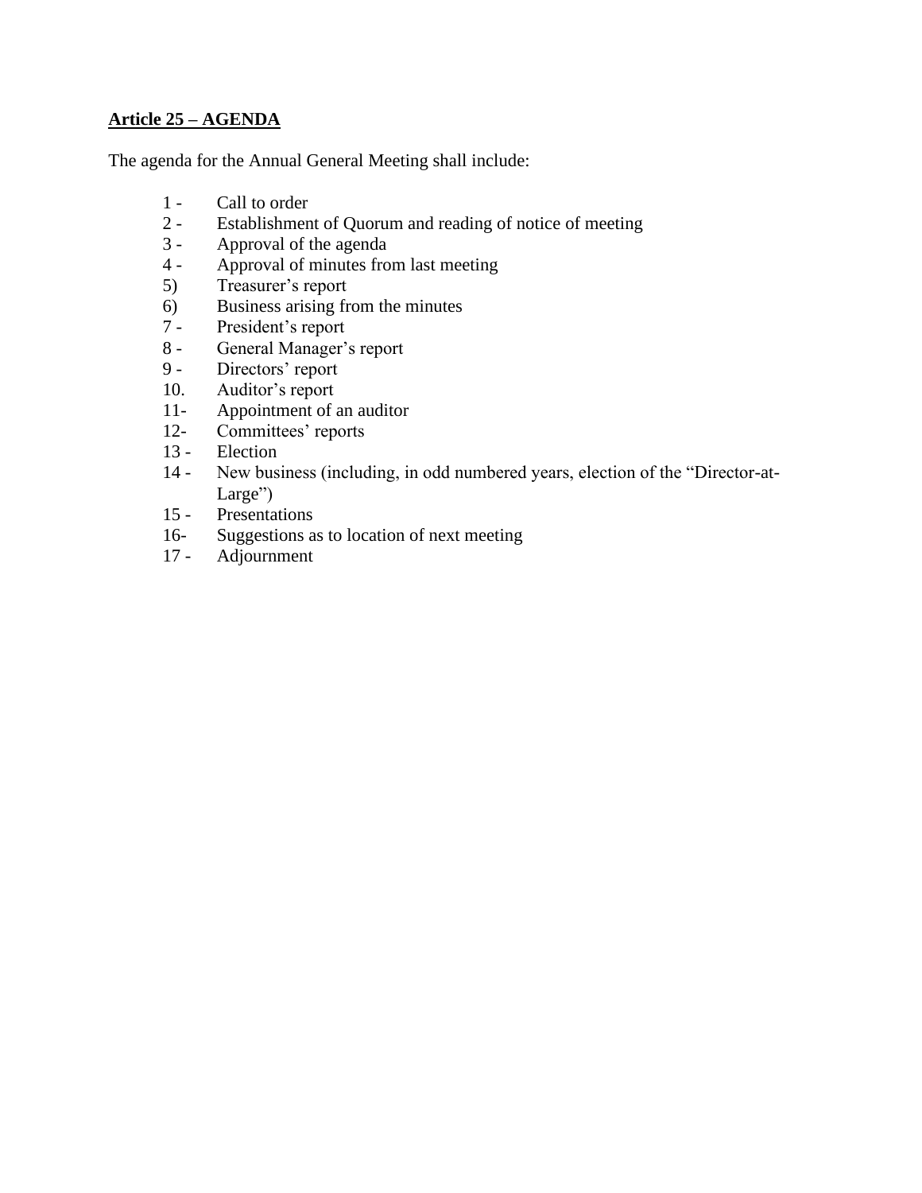**Article 25 – AGENDA**

The agenda for the Annual General Meeting shall include:

1 - Call to order
2 - Establishment of Quorum and reading of notice of meeting
3 - Approval of the agenda
4 - Approval of minutes from last meeting
5) Treasurer's report
6) Business arising from the minutes
7 - President's report
8 - General Manager's report
9 - Directors' report
10. Auditor's report
11- Appointment of an auditor
12- Committees' reports
13 - Election
14 - New business (including, in odd numbered years, election of the "Director-at-Large")
15 - Presentations
16- Suggestions as to location of next meeting
17 - Adjournment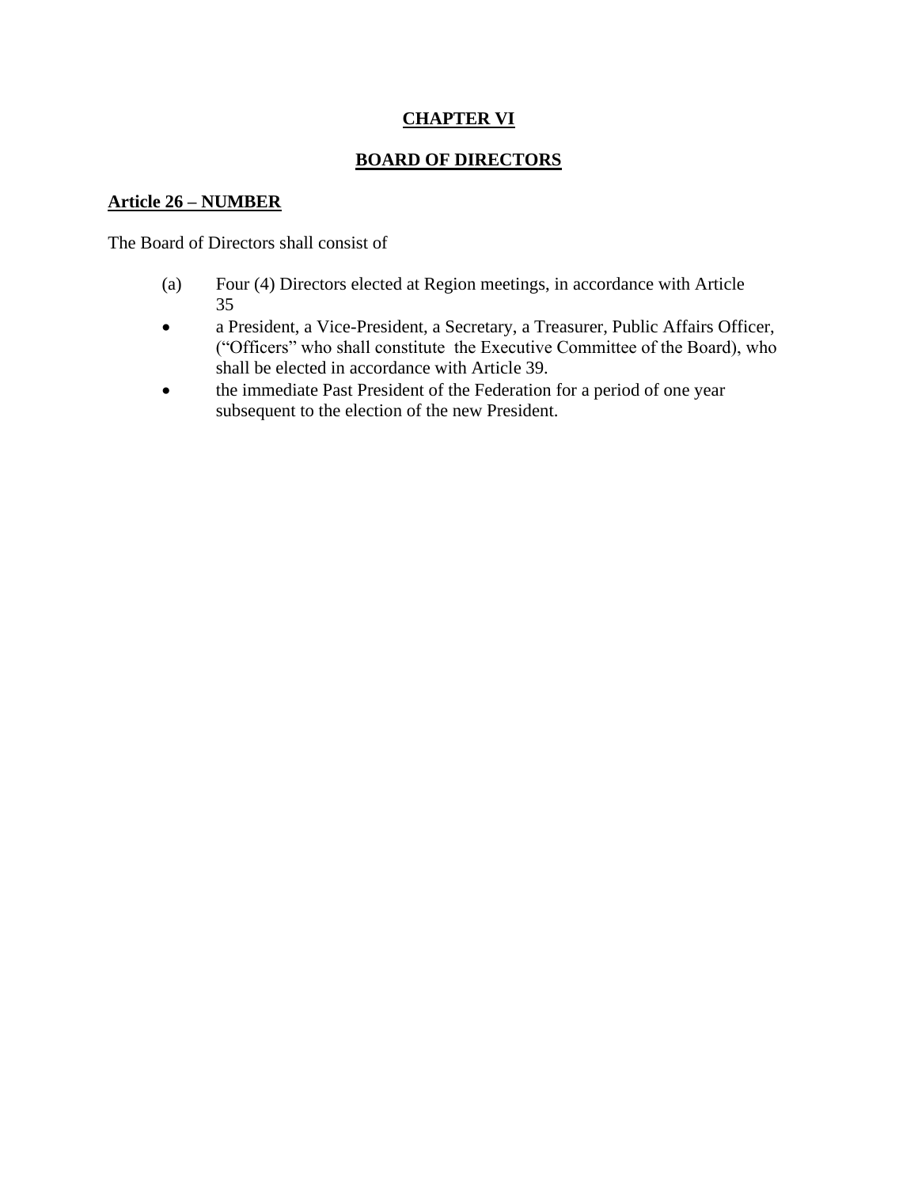## CHAPTER VI

## BOARD OF DIRECTORS

### Article 26 – NUMBER

The Board of Directors shall consist of

(a) Four (4) Directors elected at Region meetings, in accordance with Article 35

- a President, a Vice-President, a Secretary, a Treasurer, Public Affairs Officer, ("Officers" who shall constitute the Executive Committee of the Board), who shall be elected in accordance with Article 39.
- the immediate Past President of the Federation for a period of one year subsequent to the election of the new President.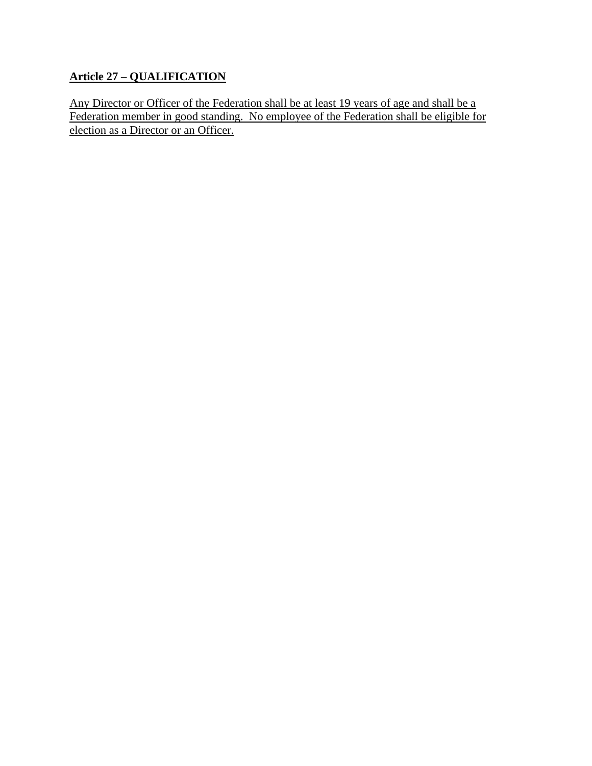## Article 27 – QUALIFICATION

Any Director or Officer of the Federation shall be at least 19 years of age and shall be a Federation member in good standing.  No employee of the Federation shall be eligible for election as a Director or an Officer.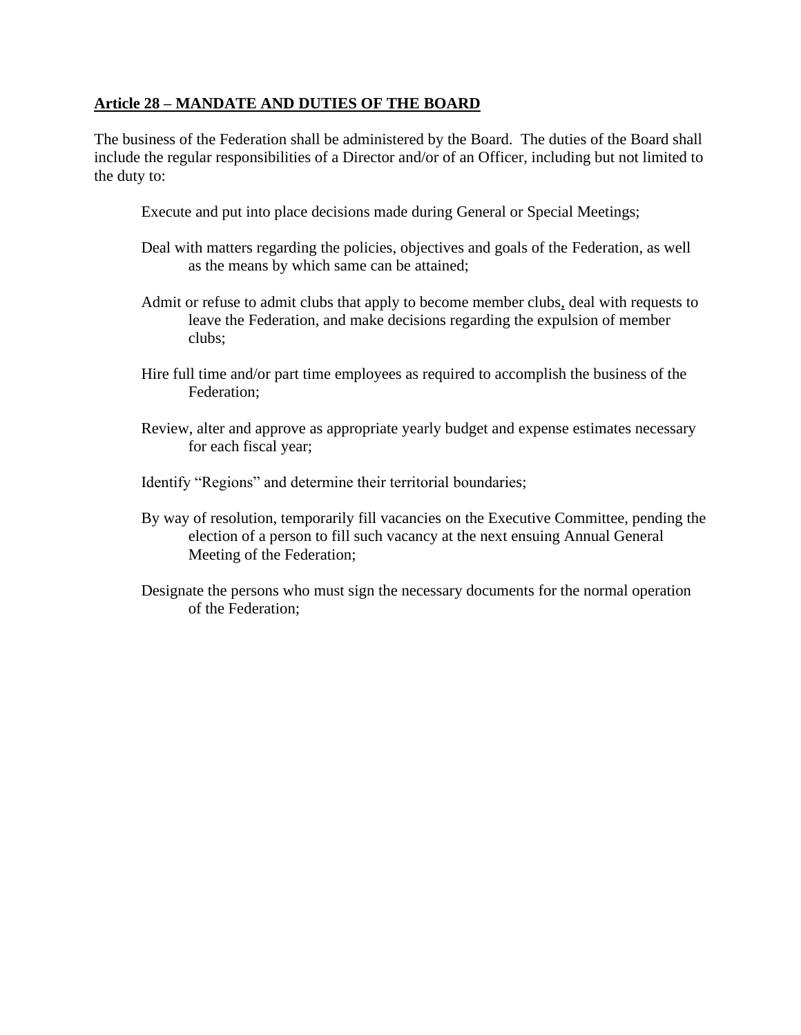## Article 28 – MANDATE AND DUTIES OF THE BOARD

The business of the Federation shall be administered by the Board. The duties of the Board shall include the regular responsibilities of a Director and/or of an Officer, including but not limited to the duty to:

Execute and put into place decisions made during General or Special Meetings;

Deal with matters regarding the policies, objectives and goals of the Federation, as well as the means by which same can be attained;

Admit or refuse to admit clubs that apply to become member clubs, deal with requests to leave the Federation, and make decisions regarding the expulsion of member clubs;

Hire full time and/or part time employees as required to accomplish the business of the Federation;

Review, alter and approve as appropriate yearly budget and expense estimates necessary for each fiscal year;

Identify "Regions" and determine their territorial boundaries;

By way of resolution, temporarily fill vacancies on the Executive Committee, pending the election of a person to fill such vacancy at the next ensuing Annual General Meeting of the Federation;

Designate the persons who must sign the necessary documents for the normal operation of the Federation;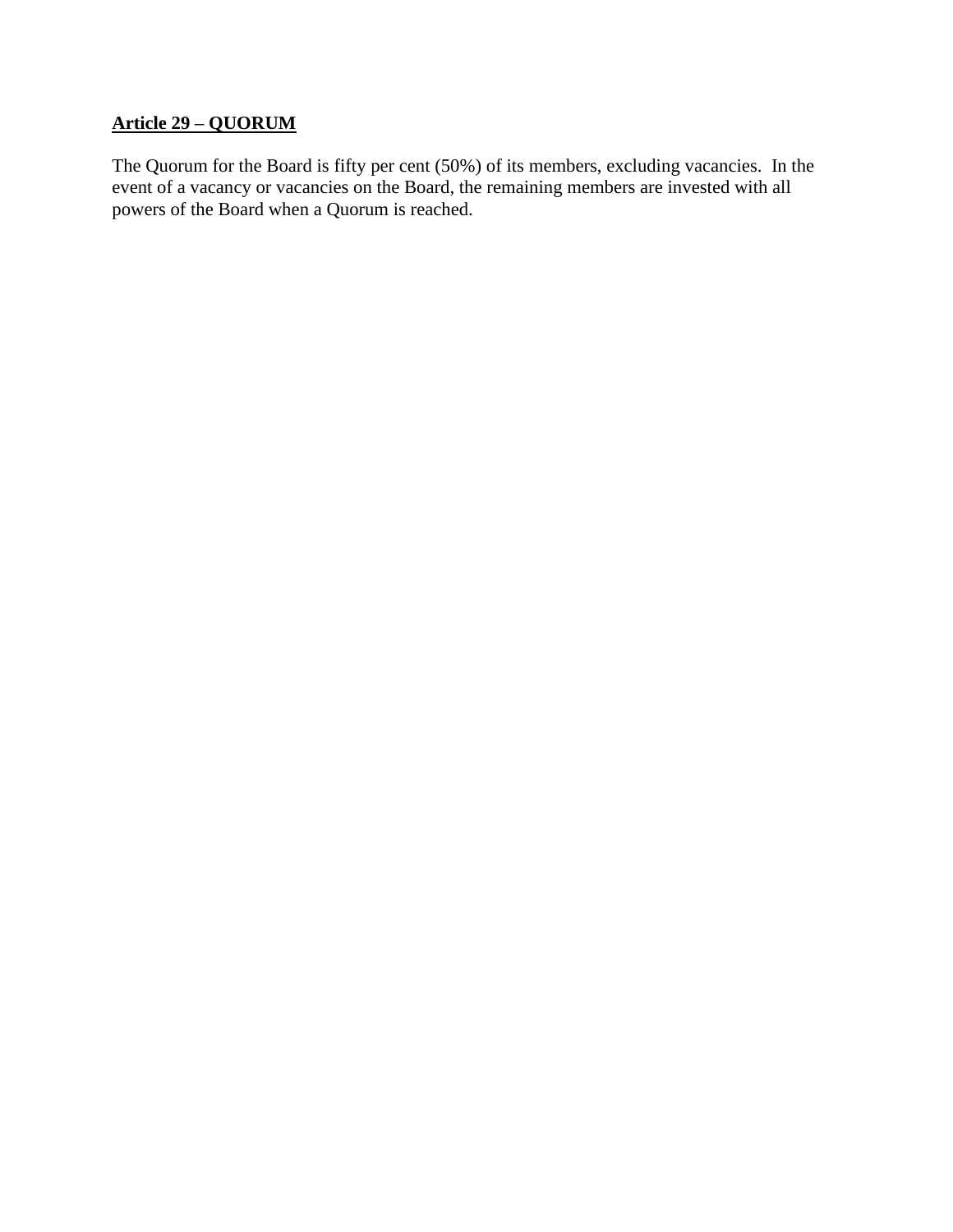**Article 29 – QUORUM**

The Quorum for the Board is fifty per cent (50%) of its members, excluding vacancies. In the event of a vacancy or vacancies on the Board, the remaining members are invested with all powers of the Board when a Quorum is reached.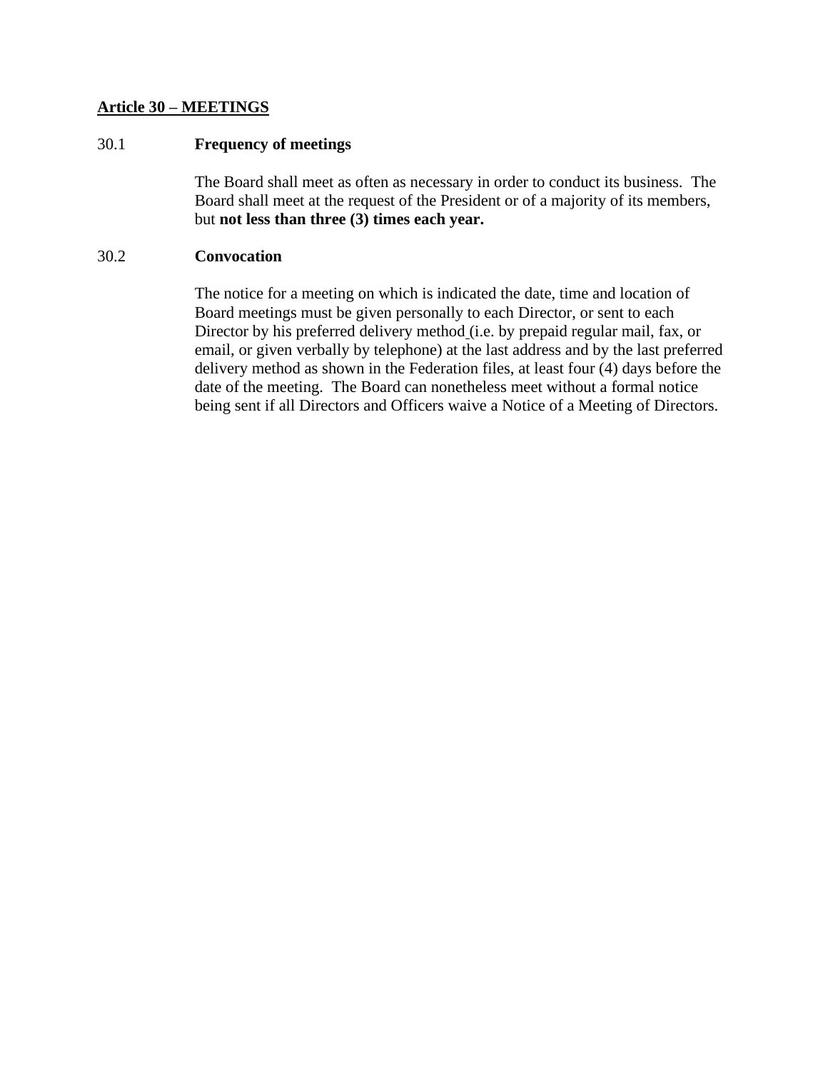## <u>Article 30 – MEETINGS</u>

30.1 **Frequency of meetings**

The Board shall meet as often as necessary in order to conduct its business. The Board shall meet at the request of the President or of a majority of its members, but **not less than three (3) times each year.**

30.2 **Convocation**

The notice for a meeting on which is indicated the date, time and location of Board meetings must be given personally to each Director, or sent to each Director by his preferred delivery method (i.e. by prepaid regular mail, fax, or email, or given verbally by telephone) at the last address and by the last preferred delivery method as shown in the Federation files, at least four (4) days before the date of the meeting. The Board can nonetheless meet without a formal notice being sent if all Directors and Officers waive a Notice of a Meeting of Directors.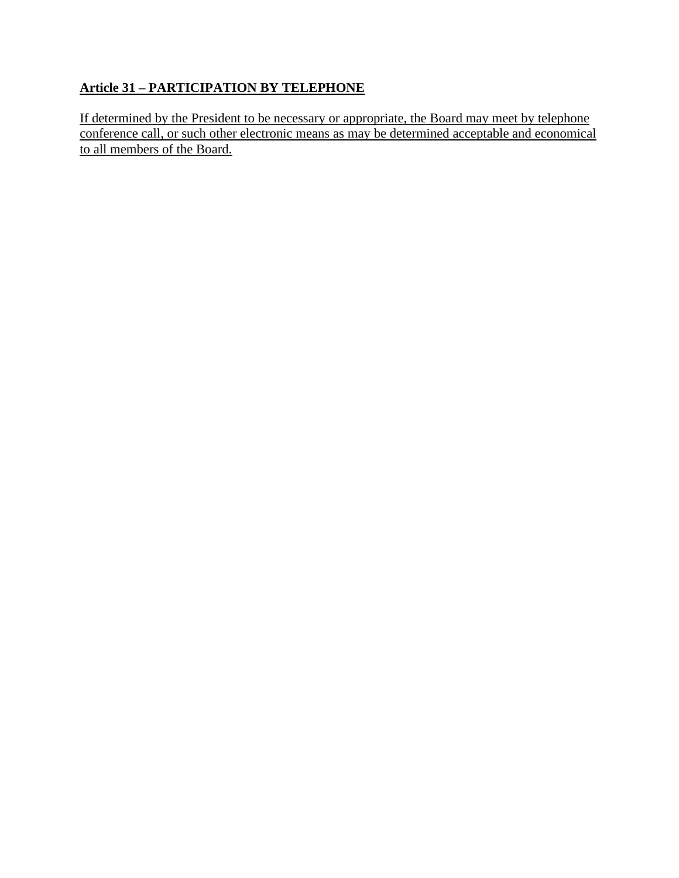**Article 31 – PARTICIPATION BY TELEPHONE**

If determined by the President to be necessary or appropriate, the Board may meet by telephone conference call, or such other electronic means as may be determined acceptable and economical to all members of the Board.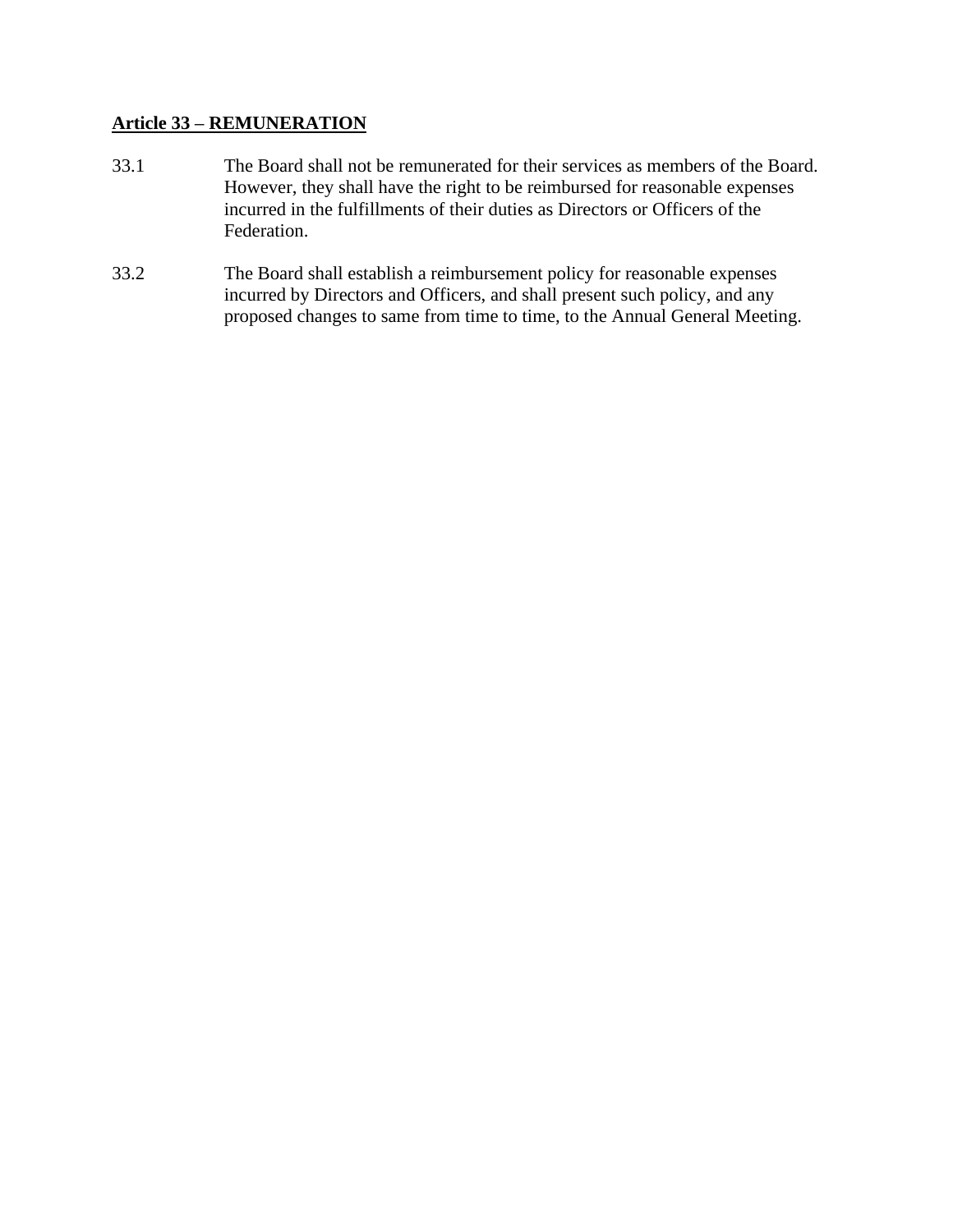## **Article 33 – REMUNERATION**

33.1 The Board shall not be remunerated for their services as members of the Board. However, they shall have the right to be reimbursed for reasonable expenses incurred in the fulfillments of their duties as Directors or Officers of the Federation.

33.2 The Board shall establish a reimbursement policy for reasonable expenses incurred by Directors and Officers, and shall present such policy, and any proposed changes to same from time to time, to the Annual General Meeting.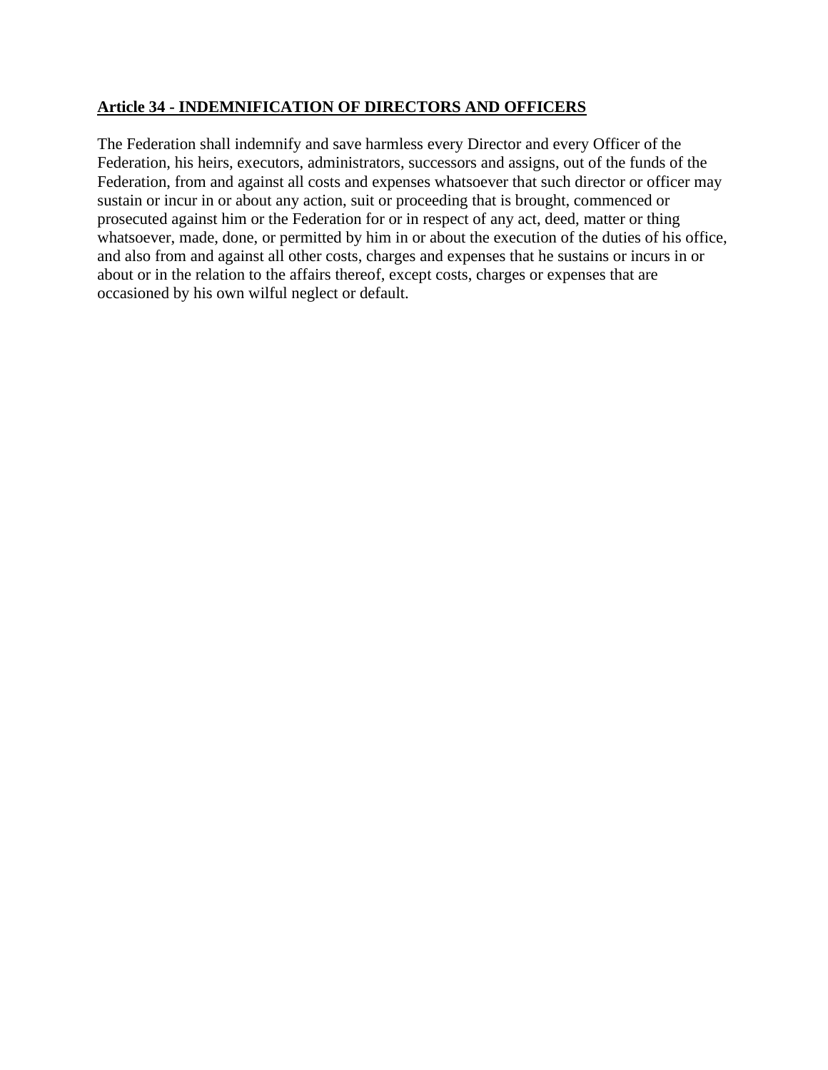**Article 34 - INDEMNIFICATION OF DIRECTORS AND OFFICERS**

The Federation shall indemnify and save harmless every Director and every Officer of the Federation, his heirs, executors, administrators, successors and assigns, out of the funds of the Federation, from and against all costs and expenses whatsoever that such director or officer may sustain or incur in or about any action, suit or proceeding that is brought, commenced or prosecuted against him or the Federation for or in respect of any act, deed, matter or thing whatsoever, made, done, or permitted by him in or about the execution of the duties of his office, and also from and against all other costs, charges and expenses that he sustains or incurs in or about or in the relation to the affairs thereof, except costs, charges or expenses that are occasioned by his own wilful neglect or default.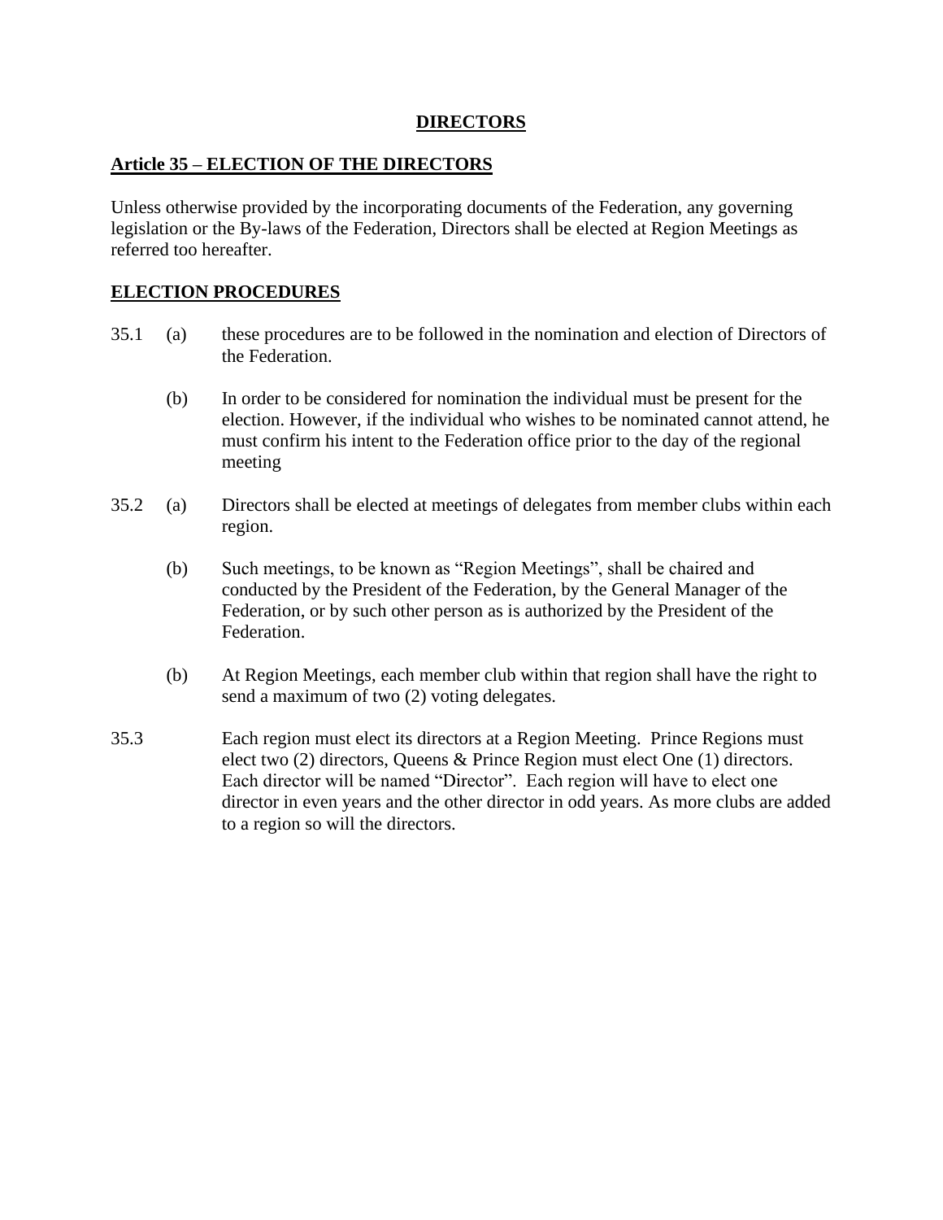**DIRECTORS**

**Article 35 – ELECTION OF THE DIRECTORS**

Unless otherwise provided by the incorporating documents of the Federation, any governing legislation or the By-laws of the Federation, Directors shall be elected at Region Meetings as referred too hereafter.

**ELECTION PROCEDURES**

35.1 (a) these procedures are to be followed in the nomination and election of Directors of the Federation.

(b) In order to be considered for nomination the individual must be present for the election. However, if the individual who wishes to be nominated cannot attend, he must confirm his intent to the Federation office prior to the day of the regional meeting

35.2 (a) Directors shall be elected at meetings of delegates from member clubs within each region.

(b) Such meetings, to be known as "Region Meetings", shall be chaired and conducted by the President of the Federation, by the General Manager of the Federation, or by such other person as is authorized by the President of the Federation.

(b) At Region Meetings, each member club within that region shall have the right to send a maximum of two (2) voting delegates.

35.3 Each region must elect its directors at a Region Meeting. Prince Regions must elect two (2) directors, Queens & Prince Region must elect One (1) directors. Each director will be named "Director". Each region will have to elect one director in even years and the other director in odd years. As more clubs are added to a region so will the directors.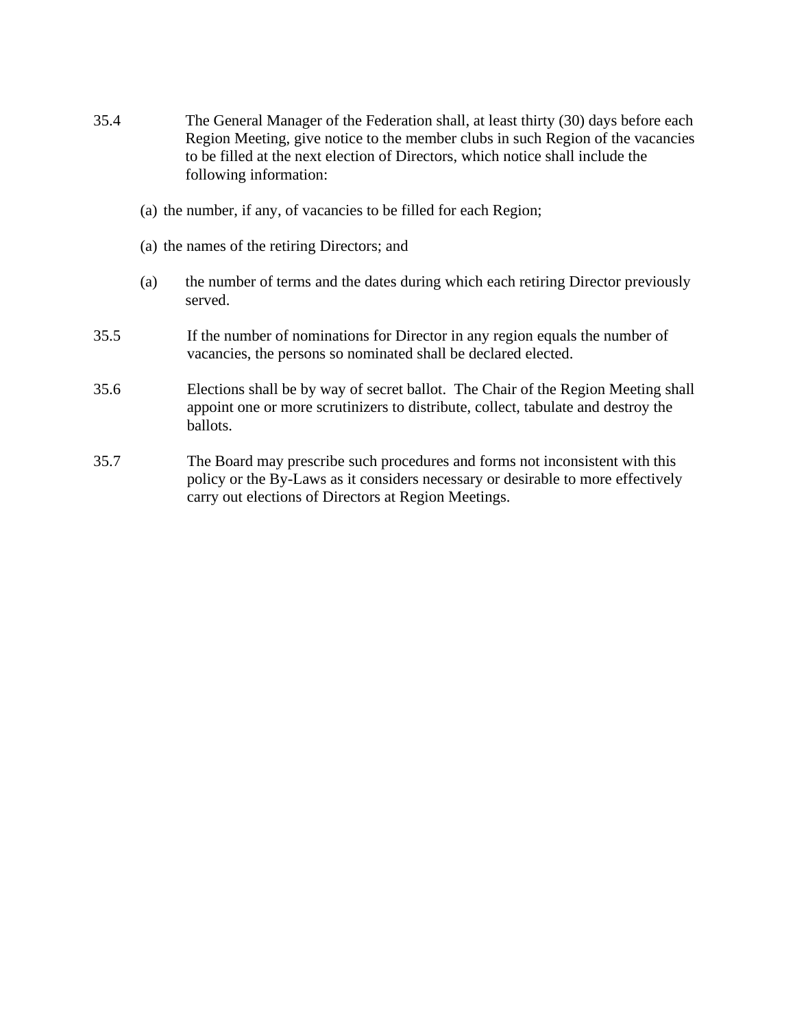35.4 The General Manager of the Federation shall, at least thirty (30) days before each Region Meeting, give notice to the member clubs in such Region of the vacancies to be filled at the next election of Directors, which notice shall include the following information:

(a) the number, if any, of vacancies to be filled for each Region;

(a) the names of the retiring Directors; and

(a) the number of terms and the dates during which each retiring Director previously served.

35.5 If the number of nominations for Director in any region equals the number of vacancies, the persons so nominated shall be declared elected.

35.6 Elections shall be by way of secret ballot. The Chair of the Region Meeting shall appoint one or more scrutinizers to distribute, collect, tabulate and destroy the ballots.

35.7 The Board may prescribe such procedures and forms not inconsistent with this policy or the By-Laws as it considers necessary or desirable to more effectively carry out elections of Directors at Region Meetings.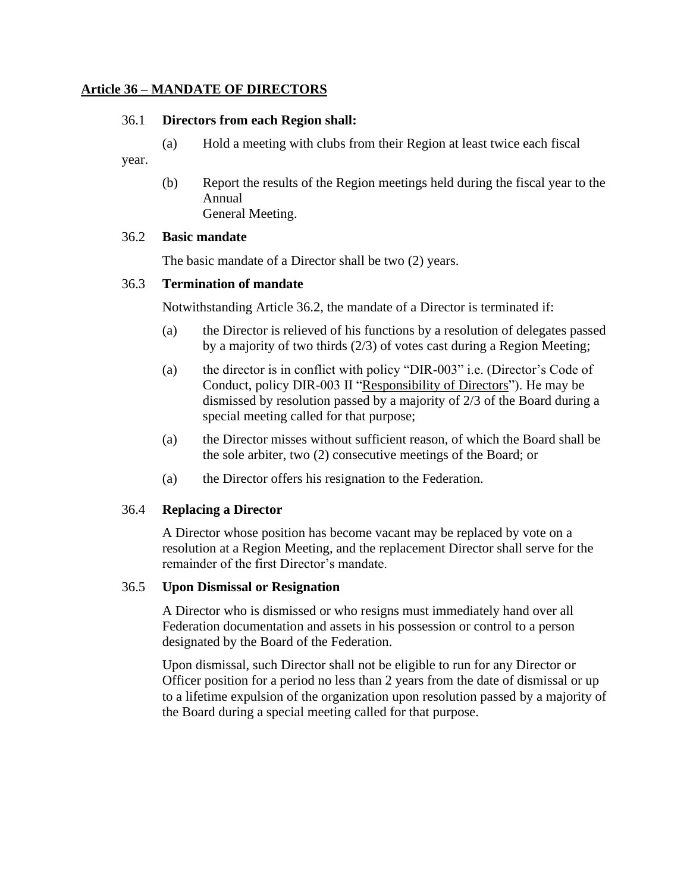**<u>Article 36 – MANDATE OF DIRECTORS</u>**

36.1 **Directors from each Region shall:**

(a) Hold a meeting with clubs from their Region at least twice each fiscal year.

(b) Report the results of the Region meetings held during the fiscal year to the Annual General Meeting.

36.2 **Basic mandate**

The basic mandate of a Director shall be two (2) years.

36.3 **Termination of mandate**

Notwithstanding Article 36.2, the mandate of a Director is terminated if:

(a) the Director is relieved of his functions by a resolution of delegates passed by a majority of two thirds (2/3) of votes cast during a Region Meeting;

(a) the director is in conflict with policy "DIR-003" i.e. (Director's Code of Conduct, policy DIR-003 II "<u>Responsibility of Directors</u>"). He may be dismissed by resolution passed by a majority of 2/3 of the Board during a special meeting called for that purpose;

(a) the Director misses without sufficient reason, of which the Board shall be the sole arbiter, two (2) consecutive meetings of the Board; or

(a) the Director offers his resignation to the Federation.

36.4 **Replacing a Director**

A Director whose position has become vacant may be replaced by vote on a resolution at a Region Meeting, and the replacement Director shall serve for the remainder of the first Director's mandate.

36.5 **Upon Dismissal or Resignation**

A Director who is dismissed or who resigns must immediately hand over all Federation documentation and assets in his possession or control to a person designated by the Board of the Federation.

Upon dismissal, such Director shall not be eligible to run for any Director or Officer position for a period no less than 2 years from the date of dismissal or up to a lifetime expulsion of the organization upon resolution passed by a majority of the Board during a special meeting called for that purpose.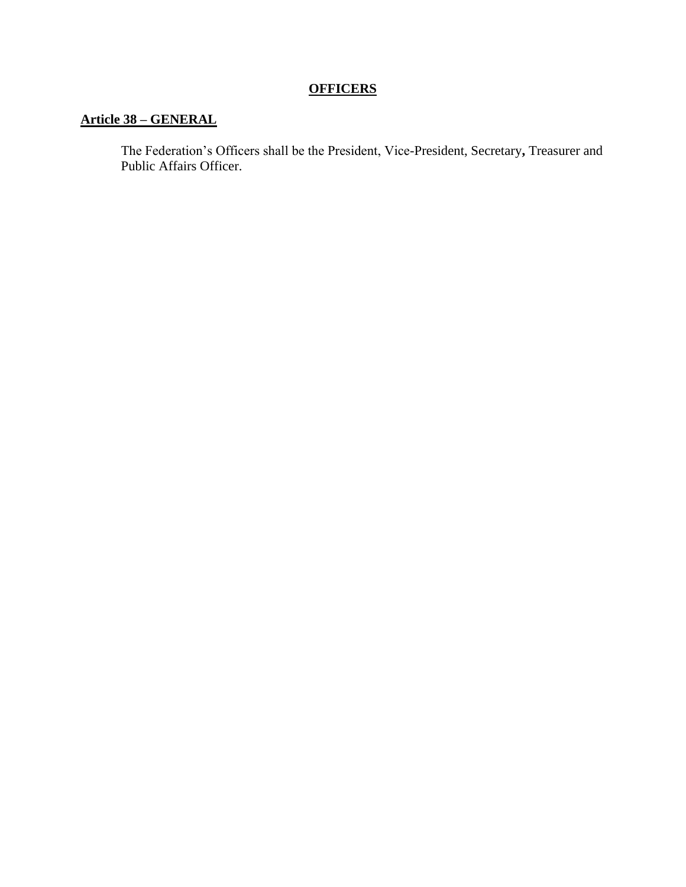## OFFICERS

### Article 38 – GENERAL

The Federation's Officers shall be the President, Vice-President, Secretary, Treasurer and Public Affairs Officer.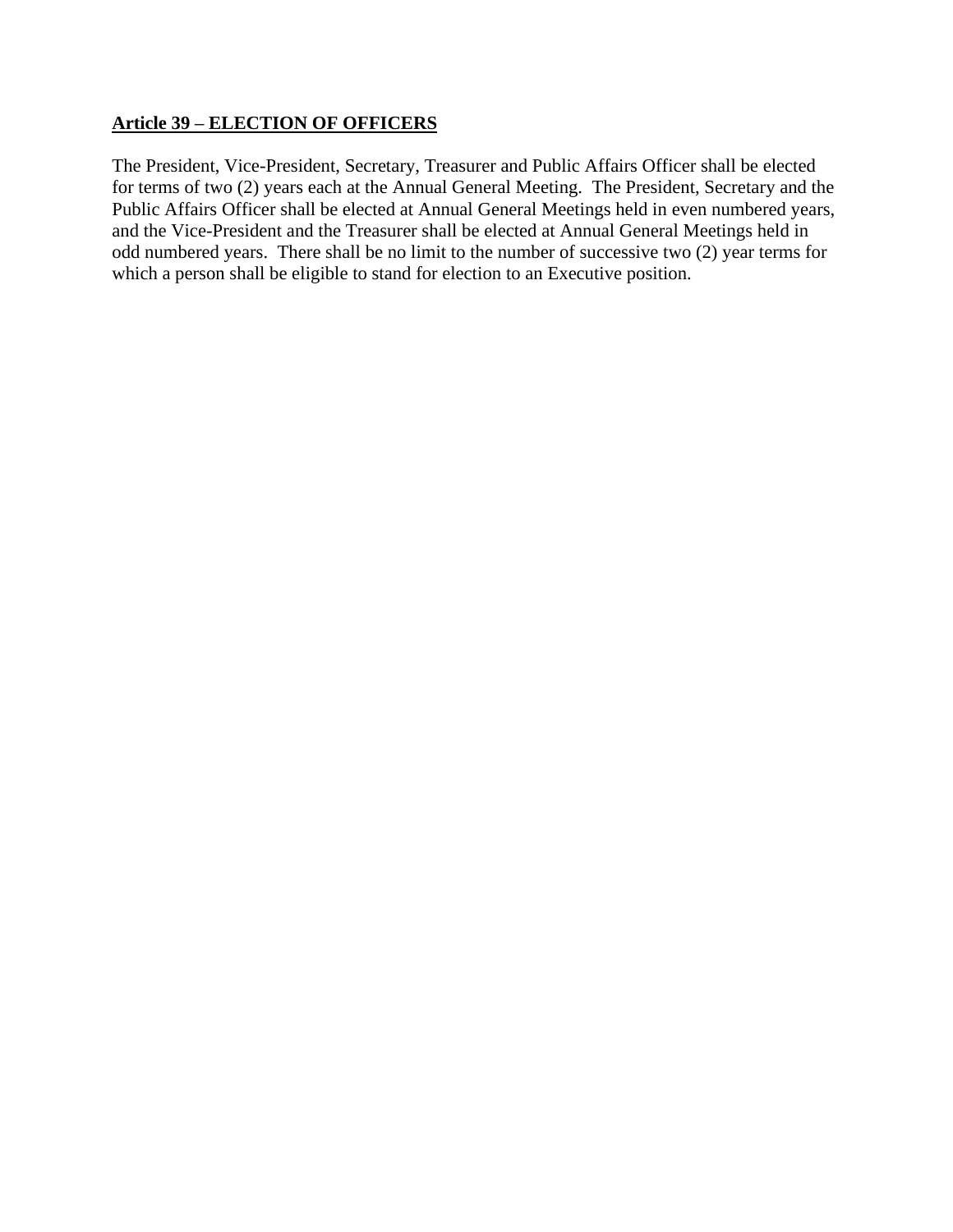**Article 39 – ELECTION OF OFFICERS**

The President, Vice-President, Secretary, Treasurer and Public Affairs Officer shall be elected for terms of two (2) years each at the Annual General Meeting. The President, Secretary and the Public Affairs Officer shall be elected at Annual General Meetings held in even numbered years, and the Vice-President and the Treasurer shall be elected at Annual General Meetings held in odd numbered years. There shall be no limit to the number of successive two (2) year terms for which a person shall be eligible to stand for election to an Executive position.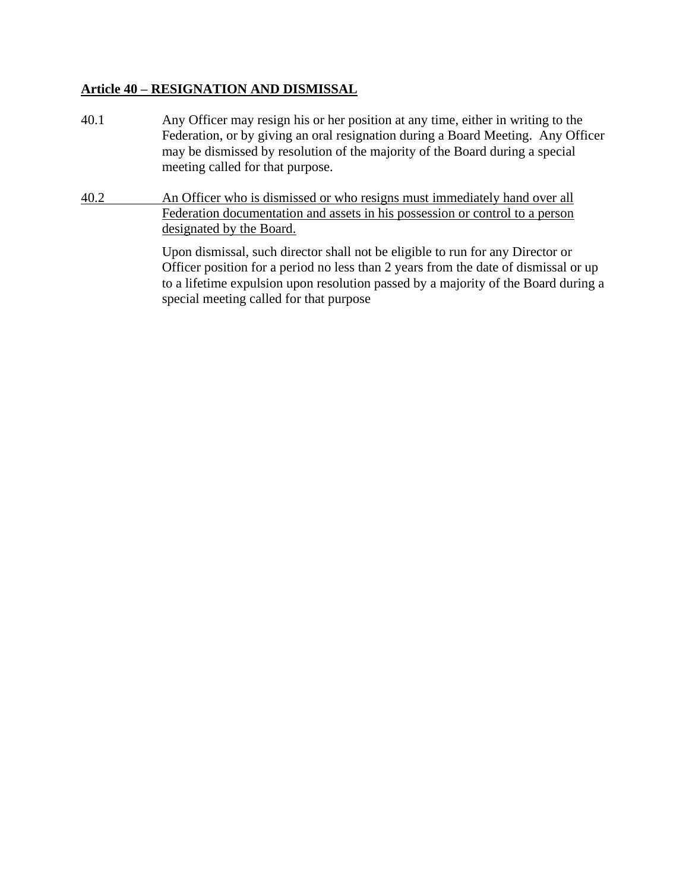**Article 40 – RESIGNATION AND DISMISSAL**

40.1 Any Officer may resign his or her position at any time, either in writing to the Federation, or by giving an oral resignation during a Board Meeting. Any Officer may be dismissed by resolution of the majority of the Board during a special meeting called for that purpose.

40.2 An Officer who is dismissed or who resigns must immediately hand over all Federation documentation and assets in his possession or control to a person designated by the Board.

Upon dismissal, such director shall not be eligible to run for any Director or Officer position for a period no less than 2 years from the date of dismissal or up to a lifetime expulsion upon resolution passed by a majority of the Board during a special meeting called for that purpose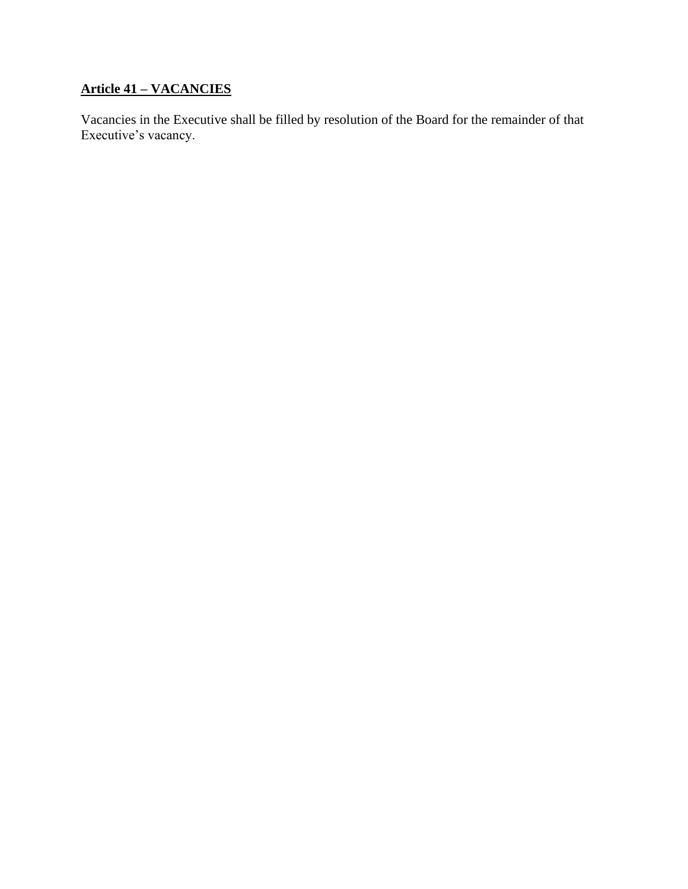## <u>**Article 41 – VACANCIES**</u>

Vacancies in the Executive shall be filled by resolution of the Board for the remainder of that Executive's vacancy.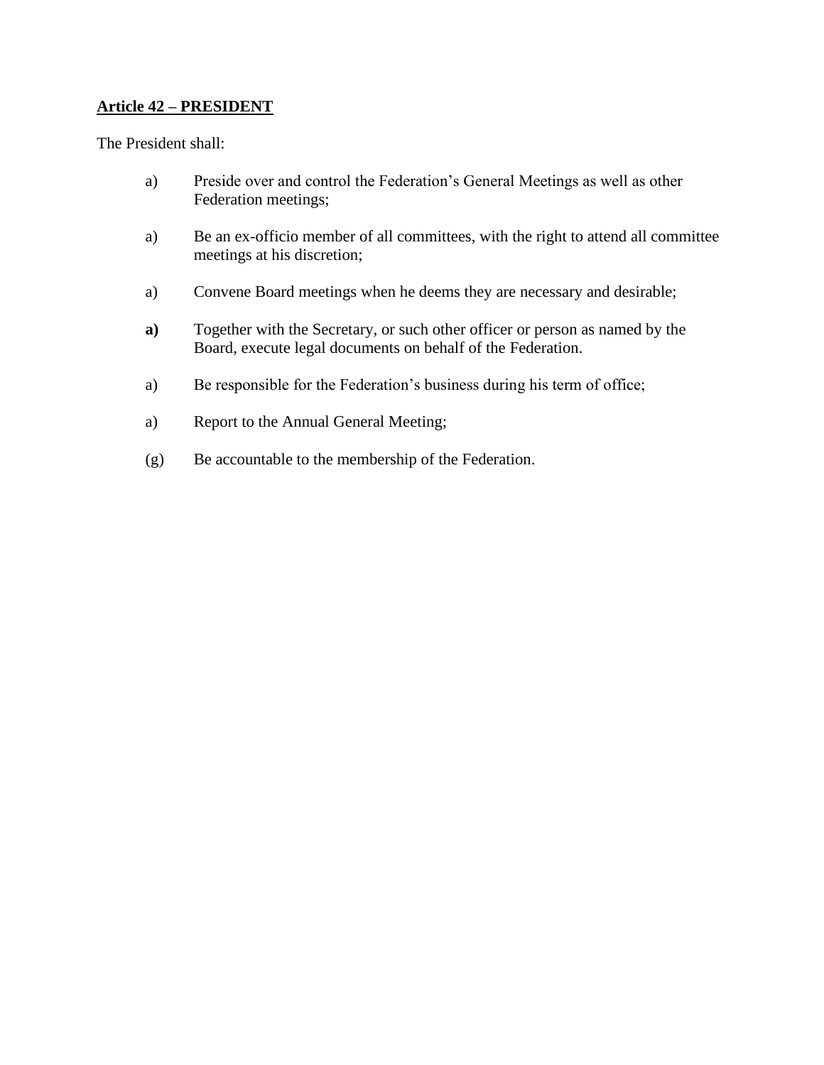**<u>Article 42 – PRESIDENT</u>**

The President shall:

a) Preside over and control the Federation's General Meetings as well as other Federation meetings;

a) Be an ex-officio member of all committees, with the right to attend all committee meetings at his discretion;

a) Convene Board meetings when he deems they are necessary and desirable;

**a)** Together with the Secretary, or such other officer or person as named by the Board, execute legal documents on behalf of the Federation.

a) Be responsible for the Federation's business during his term of office;

a) Report to the Annual General Meeting;

(g) Be accountable to the membership of the Federation.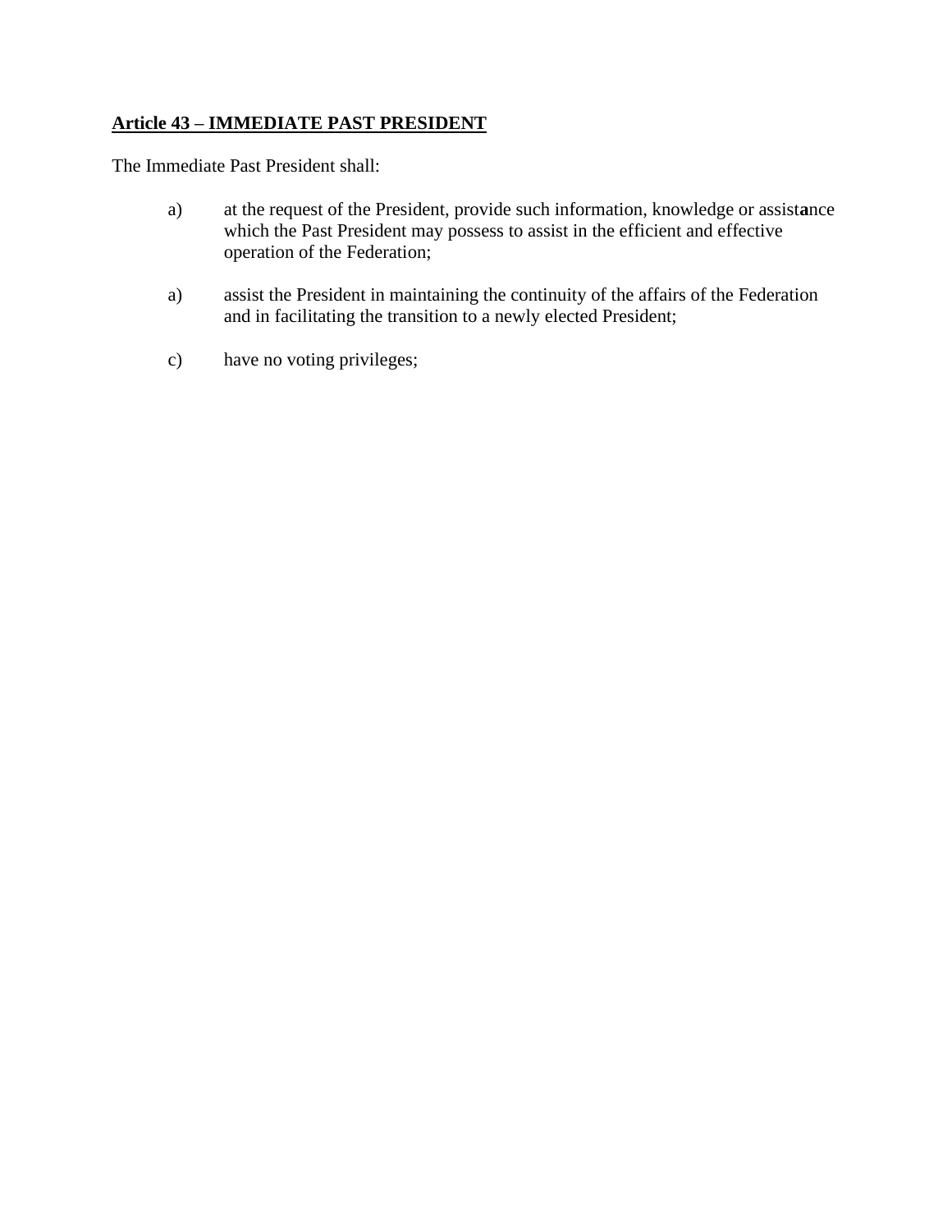**<u>Article 43 – IMMEDIATE PAST PRESIDENT</u>**

The Immediate Past President shall:

a) at the request of the President, provide such information, knowledge or assistance which the Past President may possess to assist in the efficient and effective operation of the Federation;

a) assist the President in maintaining the continuity of the affairs of the Federation and in facilitating the transition to a newly elected President;

c) have no voting privileges;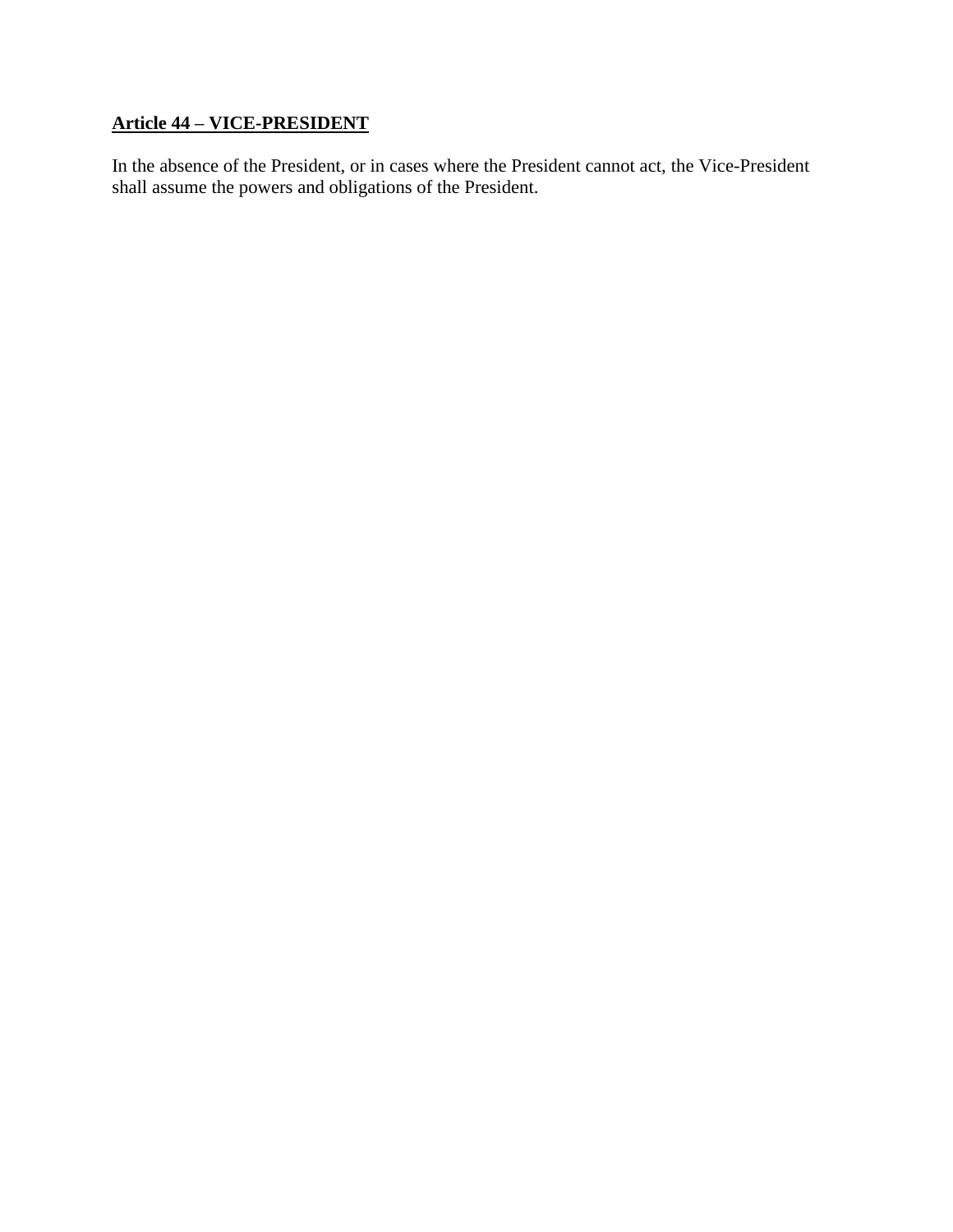## Article 44 – VICE-PRESIDENT

In the absence of the President, or in cases where the President cannot act, the Vice-President shall assume the powers and obligations of the President.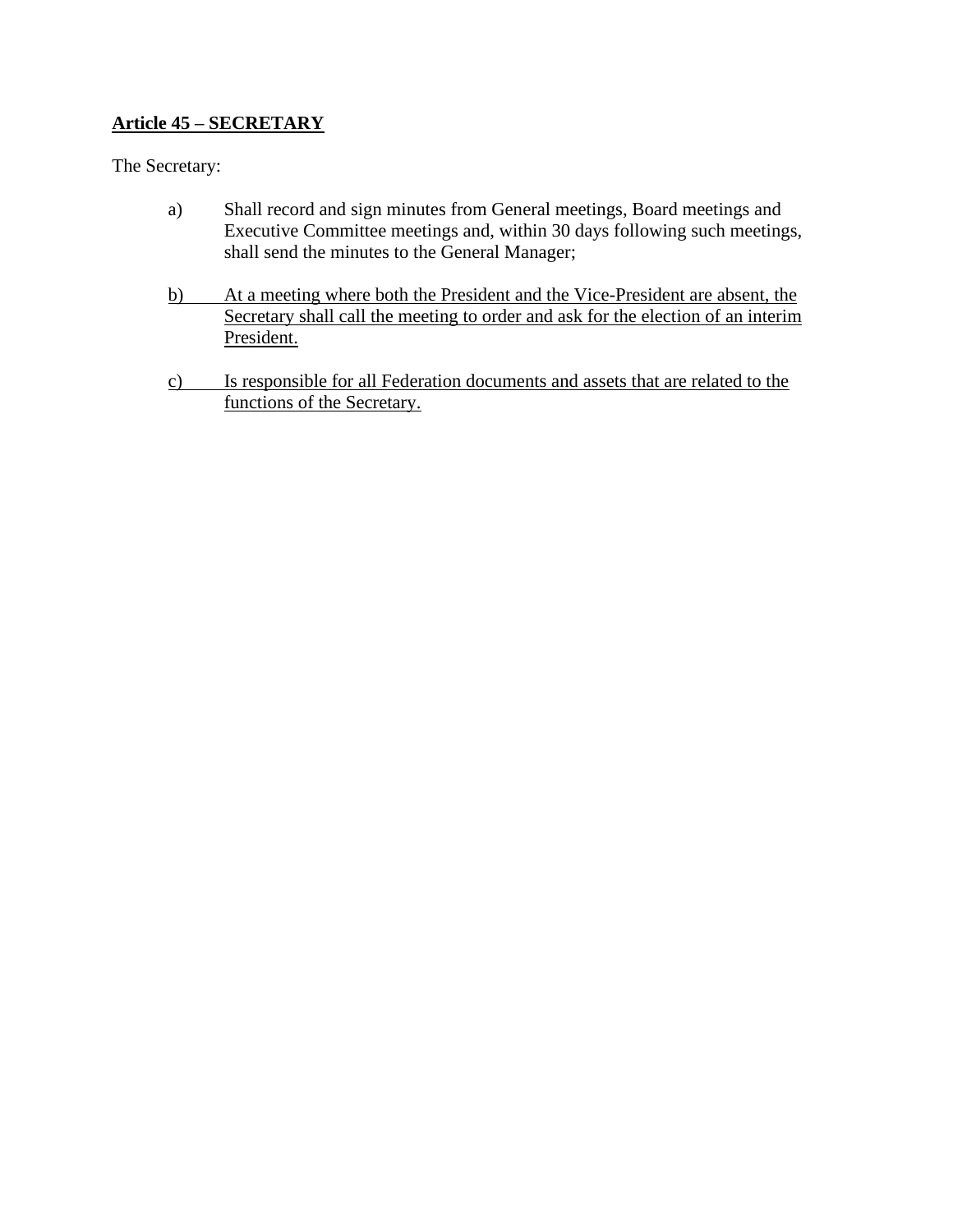## Article 45 – SECRETARY

The Secretary:

a) Shall record and sign minutes from General meetings, Board meetings and Executive Committee meetings and, within 30 days following such meetings, shall send the minutes to the General Manager;

b) At a meeting where both the President and the Vice-President are absent, the Secretary shall call the meeting to order and ask for the election of an interim President.

c) Is responsible for all Federation documents and assets that are related to the functions of the Secretary.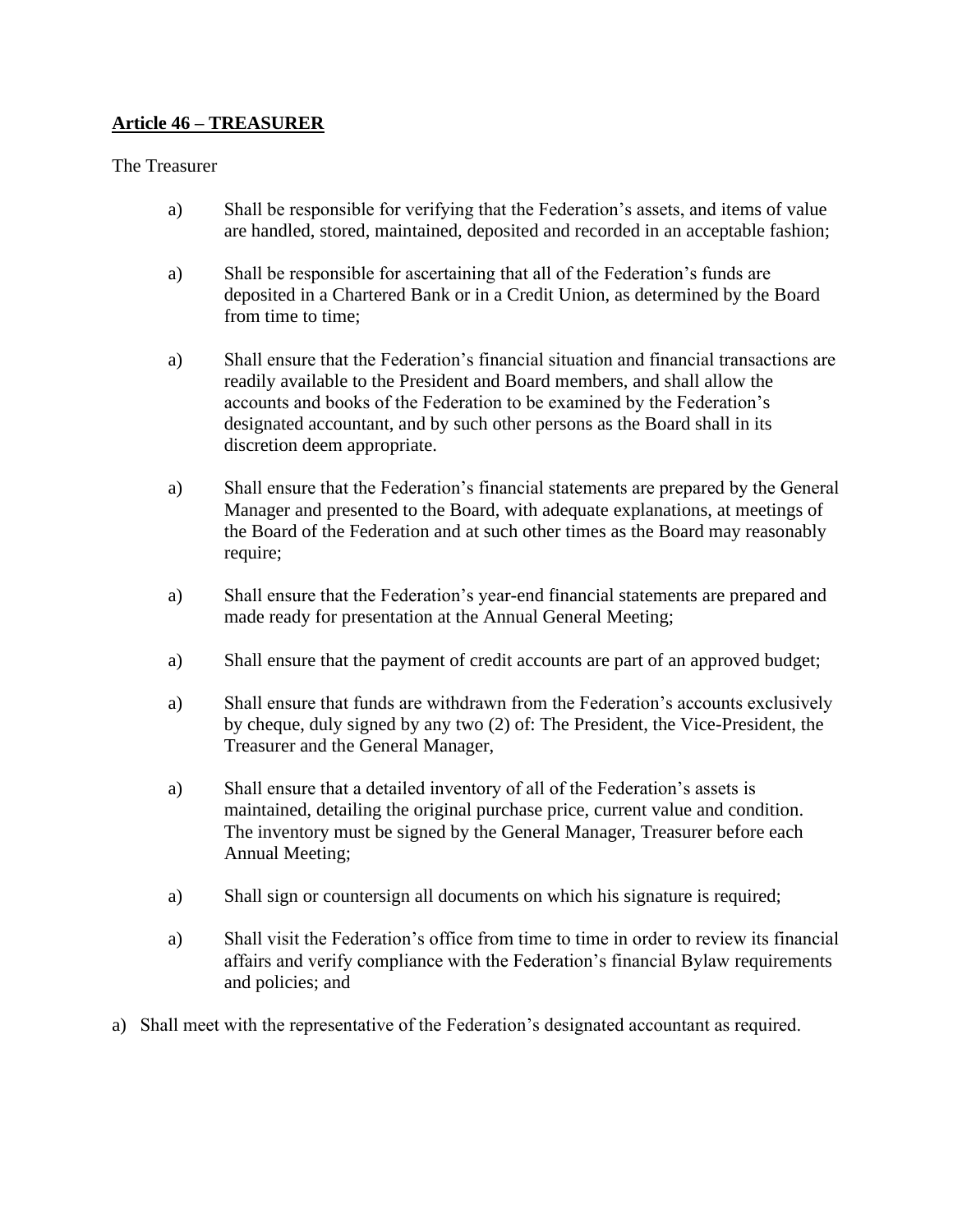**Article 46 – TREASURER**

The Treasurer

a) Shall be responsible for verifying that the Federation's assets, and items of value are handled, stored, maintained, deposited and recorded in an acceptable fashion;

a) Shall be responsible for ascertaining that all of the Federation's funds are deposited in a Chartered Bank or in a Credit Union, as determined by the Board from time to time;

a) Shall ensure that the Federation's financial situation and financial transactions are readily available to the President and Board members, and shall allow the accounts and books of the Federation to be examined by the Federation's designated accountant, and by such other persons as the Board shall in its discretion deem appropriate.

a) Shall ensure that the Federation's financial statements are prepared by the General Manager and presented to the Board, with adequate explanations, at meetings of the Board of the Federation and at such other times as the Board may reasonably require;

a) Shall ensure that the Federation's year-end financial statements are prepared and made ready for presentation at the Annual General Meeting;

a) Shall ensure that the payment of credit accounts are part of an approved budget;

a) Shall ensure that funds are withdrawn from the Federation's accounts exclusively by cheque, duly signed by any two (2) of: The President, the Vice-President, the Treasurer and the General Manager,

a) Shall ensure that a detailed inventory of all of the Federation's assets is maintained, detailing the original purchase price, current value and condition. The inventory must be signed by the General Manager, Treasurer before each Annual Meeting;

a) Shall sign or countersign all documents on which his signature is required;

a) Shall visit the Federation's office from time to time in order to review its financial affairs and verify compliance with the Federation's financial Bylaw requirements and policies; and

a) Shall meet with the representative of the Federation's designated accountant as required.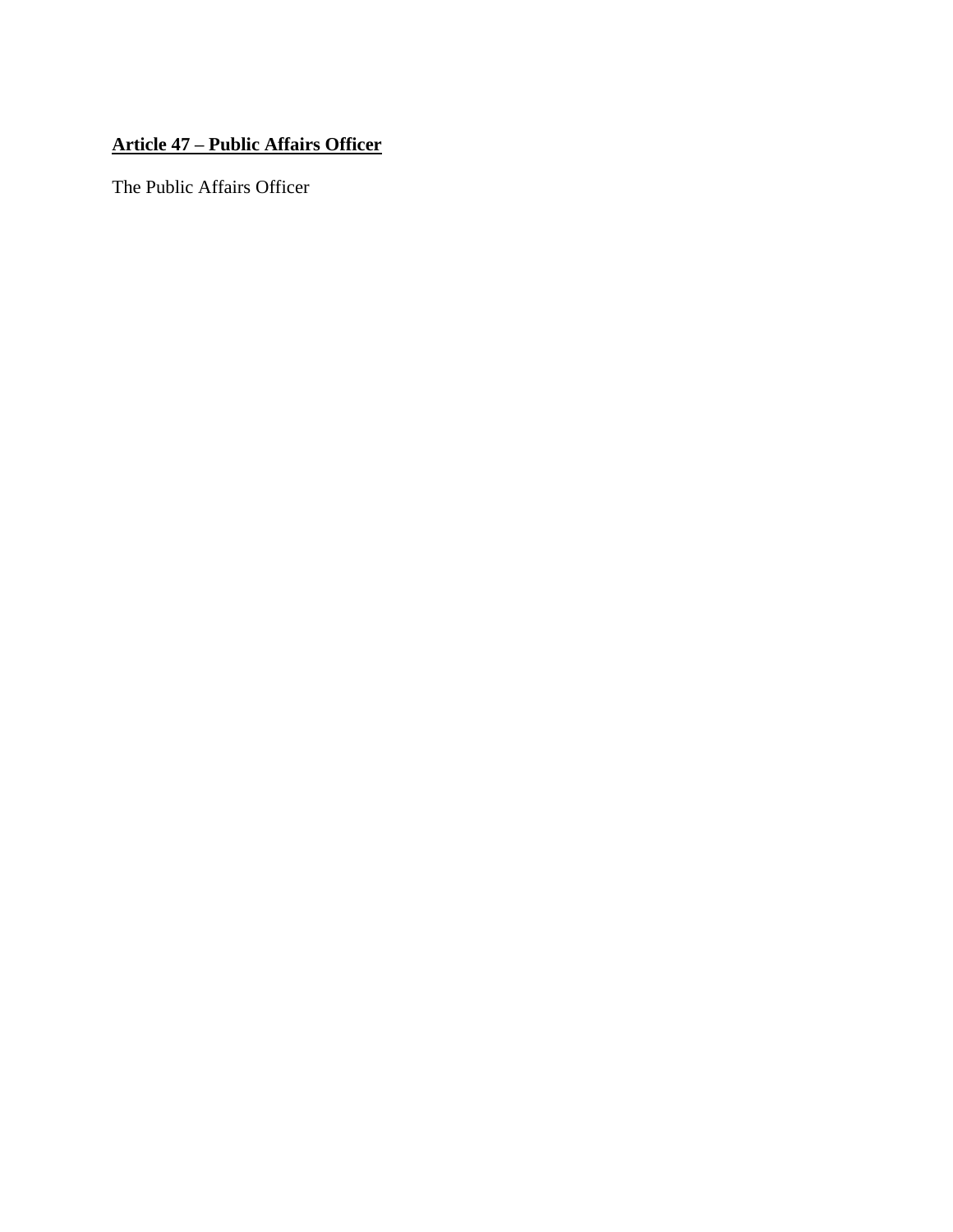**Article 47 – Public Affairs Officer**

The Public Affairs Officer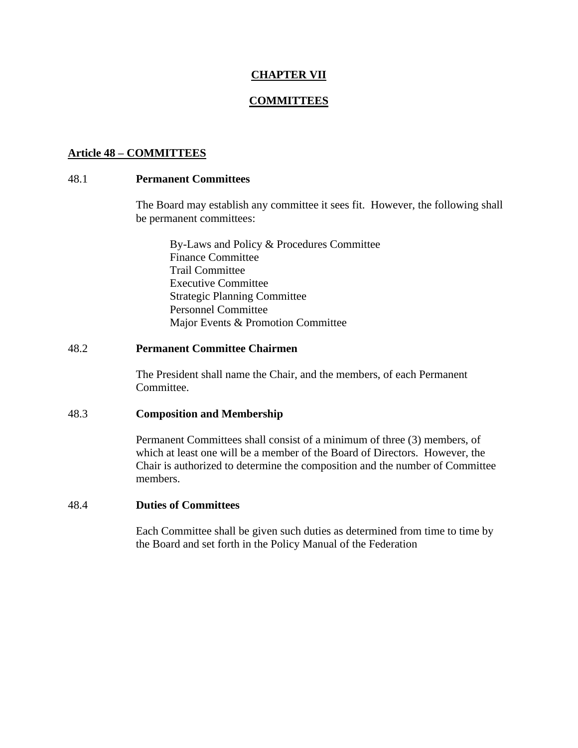# CHAPTER VII

# COMMITTEES

## Article 48 – COMMITTEES

### 48.1 Permanent Committees

The Board may establish any committee it sees fit. However, the following shall be permanent committees:

- By-Laws and Policy & Procedures Committee
- Finance Committee
- Trail Committee
- Executive Committee
- Strategic Planning Committee
- Personnel Committee
- Major Events & Promotion Committee

### 48.2 Permanent Committee Chairmen

The President shall name the Chair, and the members, of each Permanent Committee.

### 48.3 Composition and Membership

Permanent Committees shall consist of a minimum of three (3) members, of which at least one will be a member of the Board of Directors. However, the Chair is authorized to determine the composition and the number of Committee members.

### 48.4 Duties of Committees

Each Committee shall be given such duties as determined from time to time by the Board and set forth in the Policy Manual of the Federation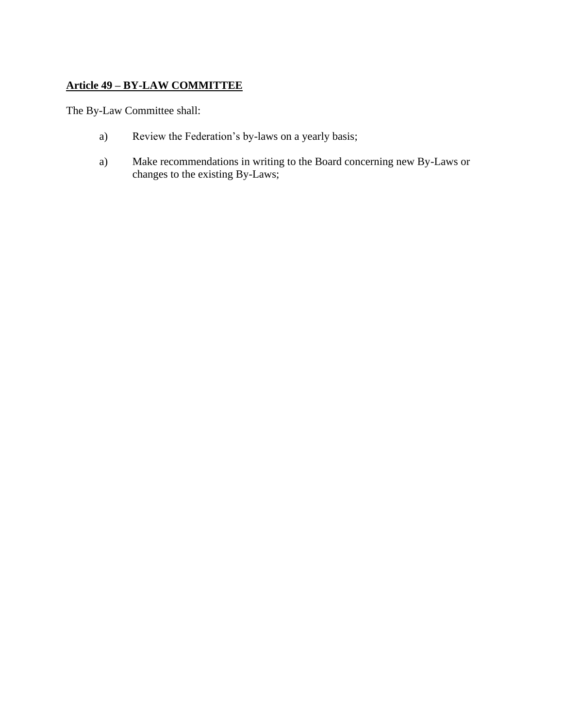**Article 49 – BY-LAW COMMITTEE**

The By-Law Committee shall:

a) Review the Federation's by-laws on a yearly basis;

a) Make recommendations in writing to the Board concerning new By-Laws or changes to the existing By-Laws;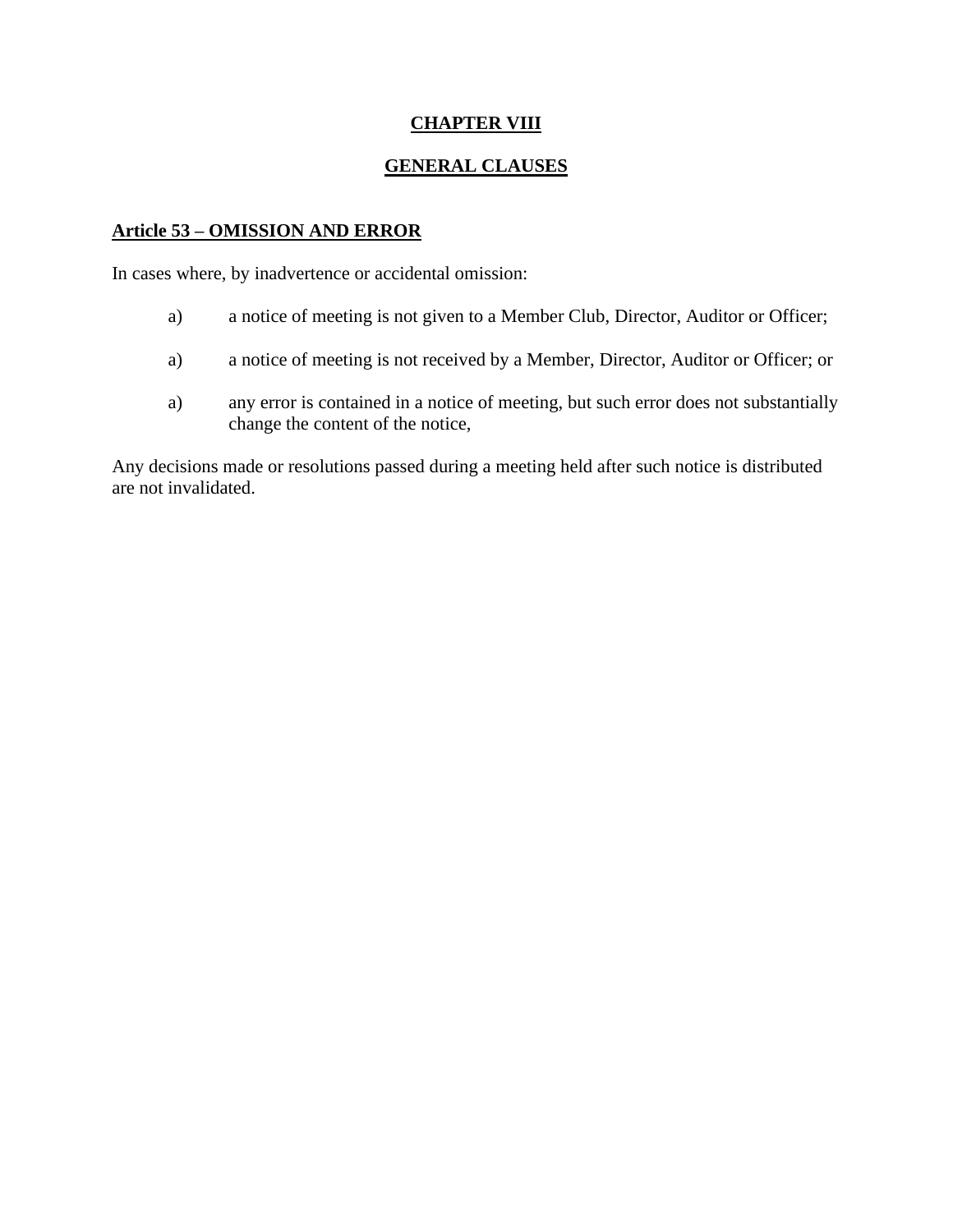# CHAPTER VIII

## GENERAL CLAUSES

### Article 53 – OMISSION AND ERROR

In cases where, by inadvertence or accidental omission:

a) a notice of meeting is not given to a Member Club, Director, Auditor or Officer;

a) a notice of meeting is not received by a Member, Director, Auditor or Officer; or

a) any error is contained in a notice of meeting, but such error does not substantially change the content of the notice,

Any decisions made or resolutions passed during a meeting held after such notice is distributed are not invalidated.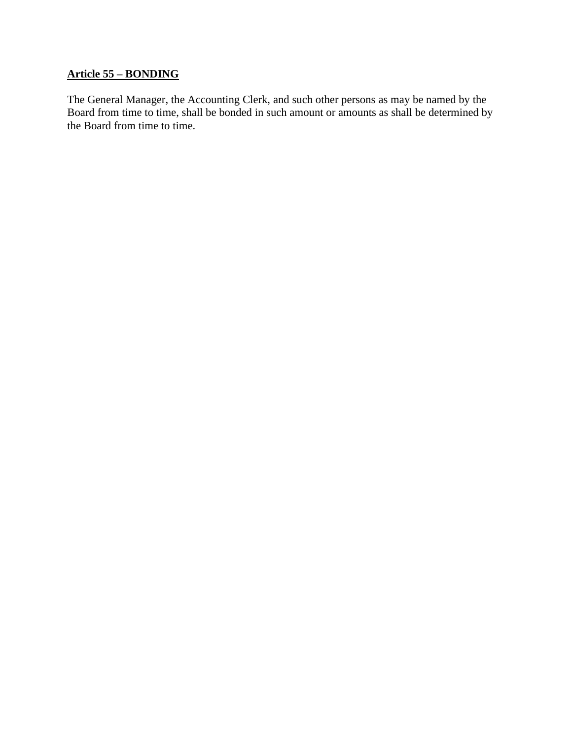## Article 55 – BONDING

The General Manager, the Accounting Clerk, and such other persons as may be named by the Board from time to time, shall be bonded in such amount or amounts as shall be determined by the Board from time to time.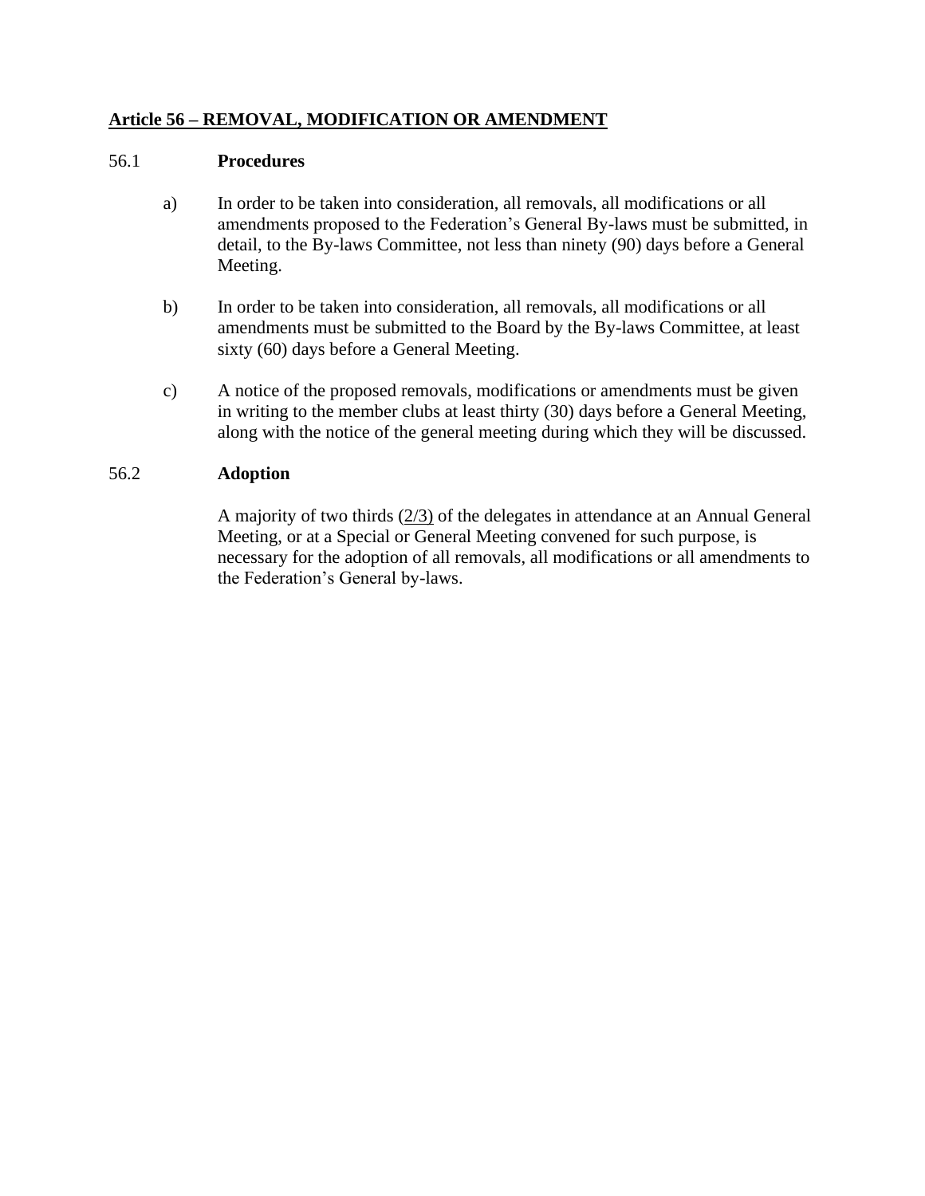## Article 56 – REMOVAL, MODIFICATION OR AMENDMENT

56.1 **Procedures**

a) In order to be taken into consideration, all removals, all modifications or all amendments proposed to the Federation's General By-laws must be submitted, in detail, to the By-laws Committee, not less than ninety (90) days before a General Meeting.

b) In order to be taken into consideration, all removals, all modifications or all amendments must be submitted to the Board by the By-laws Committee, at least sixty (60) days before a General Meeting.

c) A notice of the proposed removals, modifications or amendments must be given in writing to the member clubs at least thirty (30) days before a General Meeting, along with the notice of the general meeting during which they will be discussed.

56.2 **Adoption**

A majority of two thirds (2/3) of the delegates in attendance at an Annual General Meeting, or at a Special or General Meeting convened for such purpose, is necessary for the adoption of all removals, all modifications or all amendments to the Federation's General by-laws.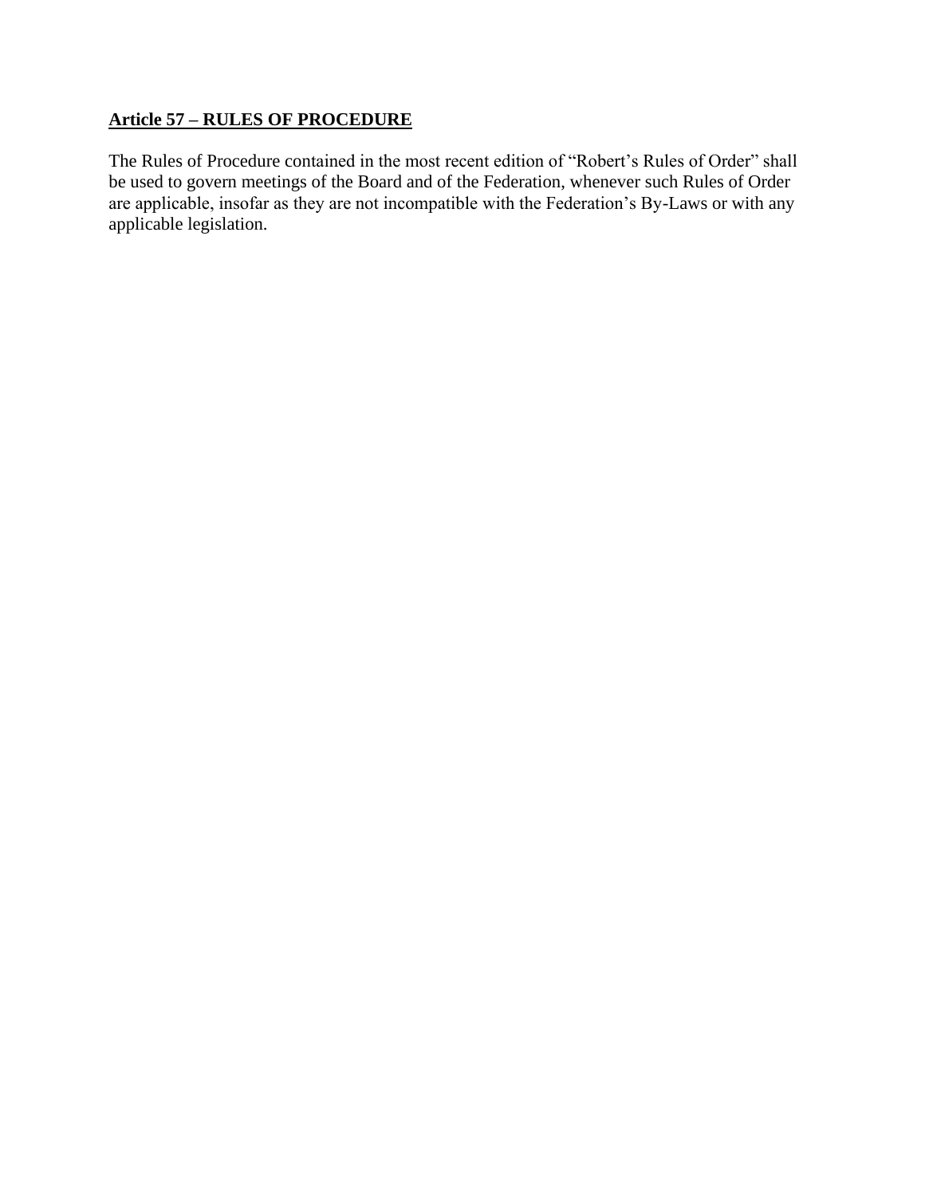## **Article 57 – RULES OF PROCEDURE**

The Rules of Procedure contained in the most recent edition of “Robert’s Rules of Order” shall be used to govern meetings of the Board and of the Federation, whenever such Rules of Order are applicable, insofar as they are not incompatible with the Federation’s By-Laws or with any applicable legislation.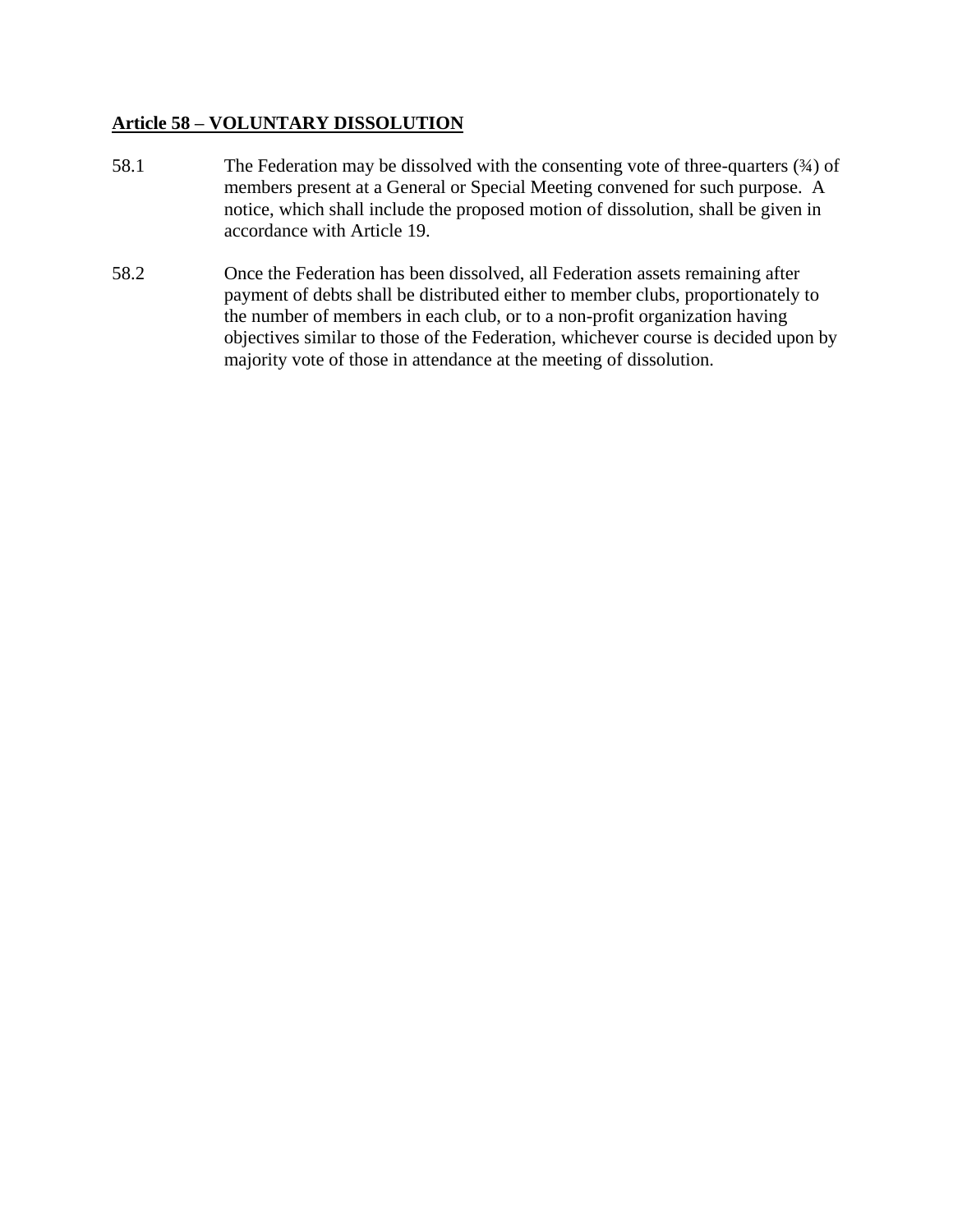**<u>Article 58 – VOLUNTARY DISSOLUTION</u>**

58.1 The Federation may be dissolved with the consenting vote of three-quarters (¾) of members present at a General or Special Meeting convened for such purpose. A notice, which shall include the proposed motion of dissolution, shall be given in accordance with Article 19.

58.2 Once the Federation has been dissolved, all Federation assets remaining after payment of debts shall be distributed either to member clubs, proportionately to the number of members in each club, or to a non-profit organization having objectives similar to those of the Federation, whichever course is decided upon by majority vote of those in attendance at the meeting of dissolution.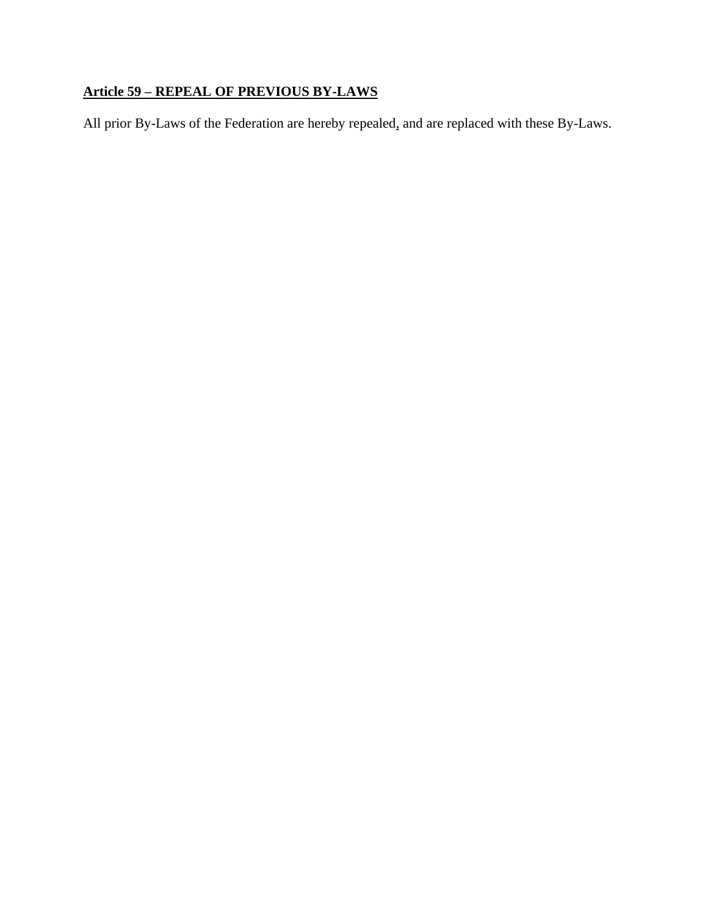**Article 59 – REPEAL OF PREVIOUS BY-LAWS**

All prior By-Laws of the Federation are hereby repealed, and are replaced with these By-Laws.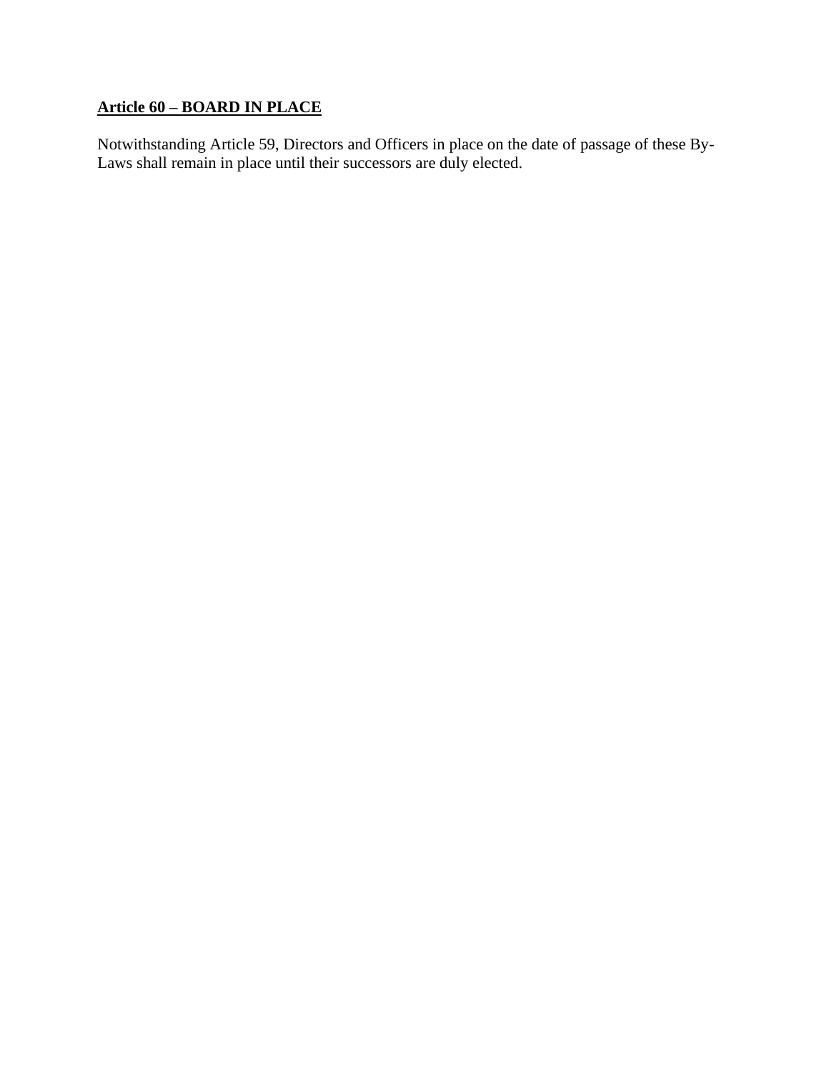**<u>Article 60 – BOARD IN PLACE</u>**

Notwithstanding Article 59, Directors and Officers in place on the date of passage of these By-Laws shall remain in place until their successors are duly elected.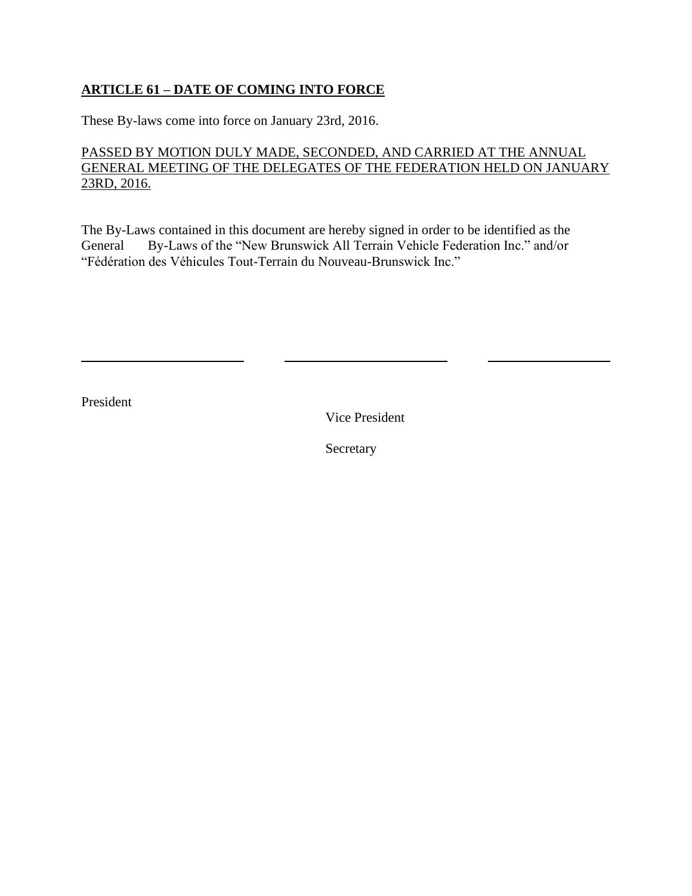**ARTICLE 61 – DATE OF COMING INTO FORCE**

These By-laws come into force on January 23rd, 2016.

PASSED BY MOTION DULY MADE, SECONDED, AND CARRIED AT THE ANNUAL GENERAL MEETING OF THE DELEGATES OF THE FEDERATION HELD ON JANUARY 23RD, 2016.

The By-Laws contained in this document are hereby signed in order to be identified as the General By-Laws of the "New Brunswick All Terrain Vehicle Federation Inc." and/or "Fédération des Véhicules Tout-Terrain du Nouveau-Brunswick Inc."

\_\_\_\_\_\_\_\_\_\_\_\_\_\_\_\_\_\_\_\_ \_\_\_\_\_\_\_\_\_\_\_\_\_\_\_\_\_\_\_\_ \_\_\_\_\_\_\_\_\_\_\_\_\_\_\_\_\_\_\_\_

President

Vice President

Secretary